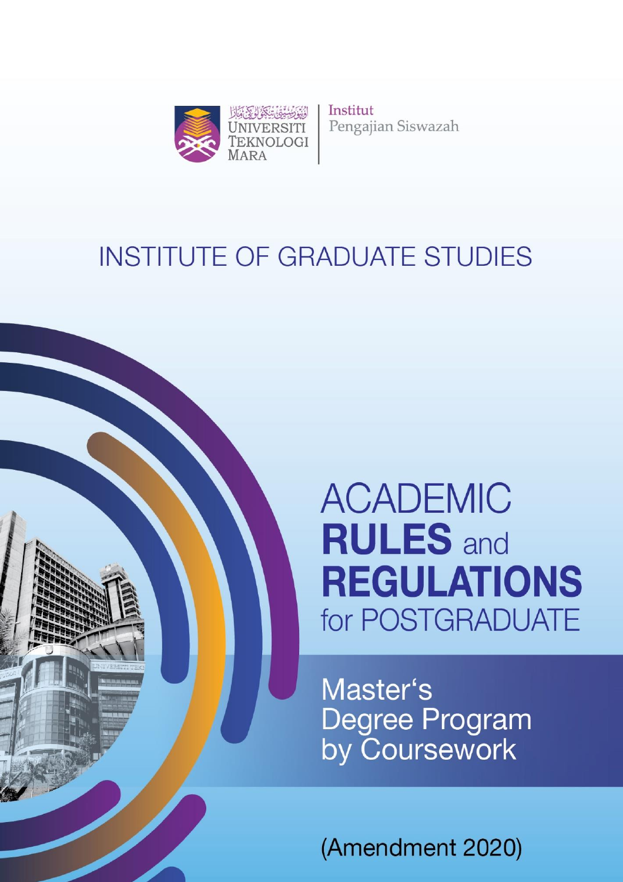UNIVERSITI TEKNOLOGI MARA

Institut Pengajian Siswazah

# INSTITUTE OF GRADUATE STUDIES

# ACADEMIC **RULES** and **REGULATIONS** for POSTGRADUATE

## Master's Degree Program by Coursework

(Amendment 2020)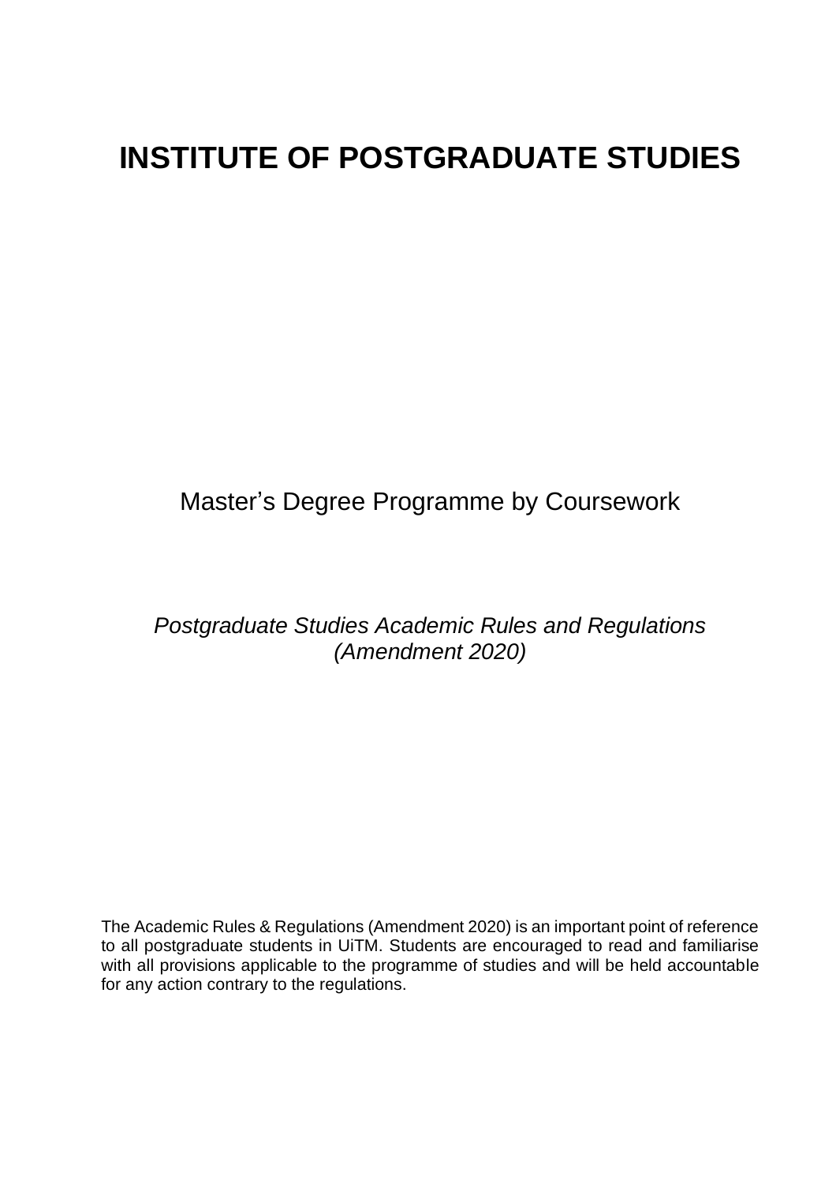# INSTITUTE OF POSTGRADUATE STUDIES

Master's Degree Programme by Coursework

*Postgraduate Studies Academic Rules and Regulations (Amendment 2020)*

The Academic Rules & Regulations (Amendment 2020) is an important point of reference to all postgraduate students in UiTM. Students are encouraged to read and familiarise with all provisions applicable to the programme of studies and will be held accountable for any action contrary to the regulations.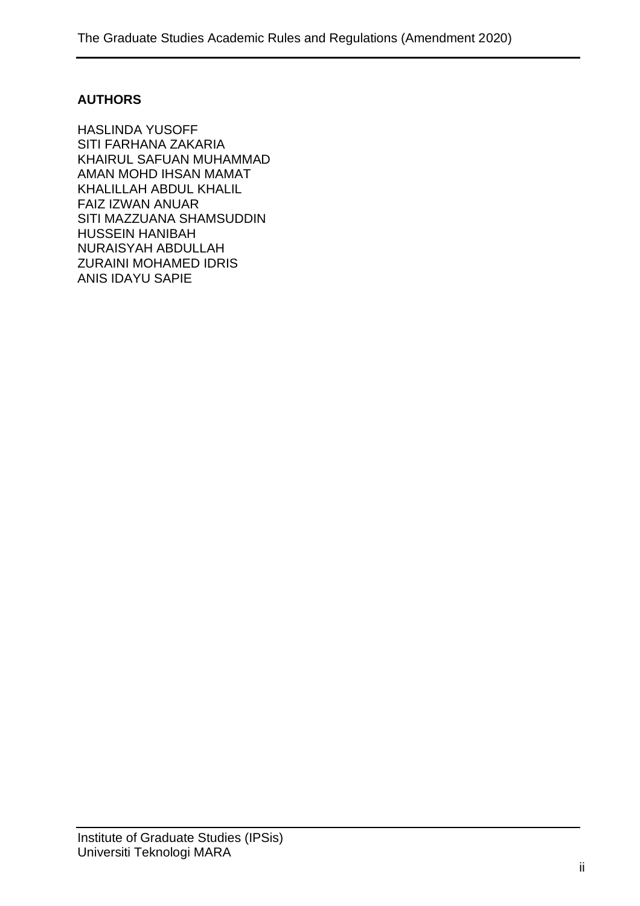**AUTHORS**

HASLINDA YUSOFF
SITI FARHANA ZAKARIA
KHAIRUL SAFUAN MUHAMMAD
AMAN MOHD IHSAN MAMAT
KHALILLAH ABDUL KHALIL
FAIZ IZWAN ANUAR
SITI MAZZUANA SHAMSUDDIN
HUSSEIN HANIBAH
NURAISYAH ABDULLAH
ZURAINI MOHAMED IDRIS
ANIS IDAYU SAPIE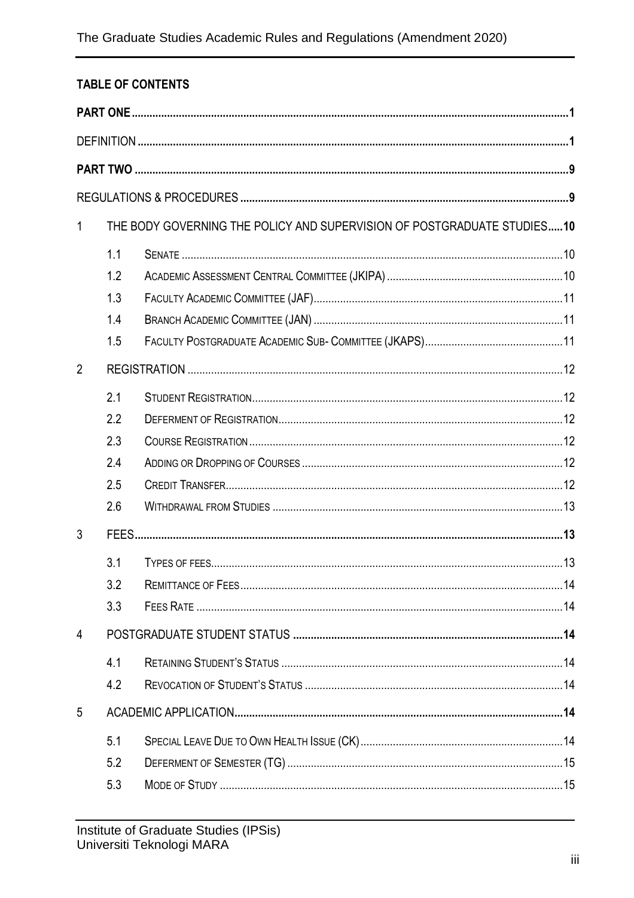**TABLE OF CONTENTS**

**PART ONE** .................................................................................................................................. **1**

DEFINITION .................................................................................................................................. **1**

**PART TWO** .................................................................................................................................. **9**

REGULATIONS & PROCEDURES .................................................................................................... **9**

1 THE BODY GOVERNING THE POLICY AND SUPERVISION OF POSTGRADUATE STUDIES..... **10**

- 1.1 SENATE ..................................................................................................................... 10
- 1.2 ACADEMIC ASSESSMENT CENTRAL COMMITTEE (JKIPA) ............................................. 10
- 1.3 FACULTY ACADEMIC COMMITTEE (JAF) ....................................................................... 11
- 1.4 BRANCH ACADEMIC COMMITTEE (JAN) ...................................................................... 11
- 1.5 FACULTY POSTGRADUATE ACADEMIC SUB- COMMITTEE (JKAPS) ............................... 11

2 REGISTRATION ................................................................................................................... 12

- 2.1 STUDENT REGISTRATION ............................................................................................. 12
- 2.2 DEFERMENT OF REGISTRATION ................................................................................... 12
- 2.3 COURSE REGISTRATION .............................................................................................. 12
- 2.4 ADDING OR DROPPING OF COURSES ........................................................................... 12
- 2.5 CREDIT TRANSFER ...................................................................................................... 12
- 2.6 WITHDRAWAL FROM STUDIES ..................................................................................... 13

3 FEES ..................................................................................................................................... **13**

- 3.1 TYPES OF FEES ............................................................................................................ 13
- 3.2 REMITTANCE OF FEES ................................................................................................. 14
- 3.3 FEES RATE .................................................................................................................. 14

4 POSTGRADUATE STUDENT STATUS ................................................................................... **14**

- 4.1 RETAINING STUDENT'S STATUS ................................................................................... 14
- 4.2 REVOCATION OF STUDENT'S STATUS ........................................................................... 14

5 ACADEMIC APPLICATION .................................................................................................. **14**

- 5.1 SPECIAL LEAVE DUE TO OWN HEALTH ISSUE (CK) ....................................................... 14
- 5.2 DEFERMENT OF SEMESTER (TG) .................................................................................. 15
- 5.3 MODE OF STUDY ......................................................................................................... 15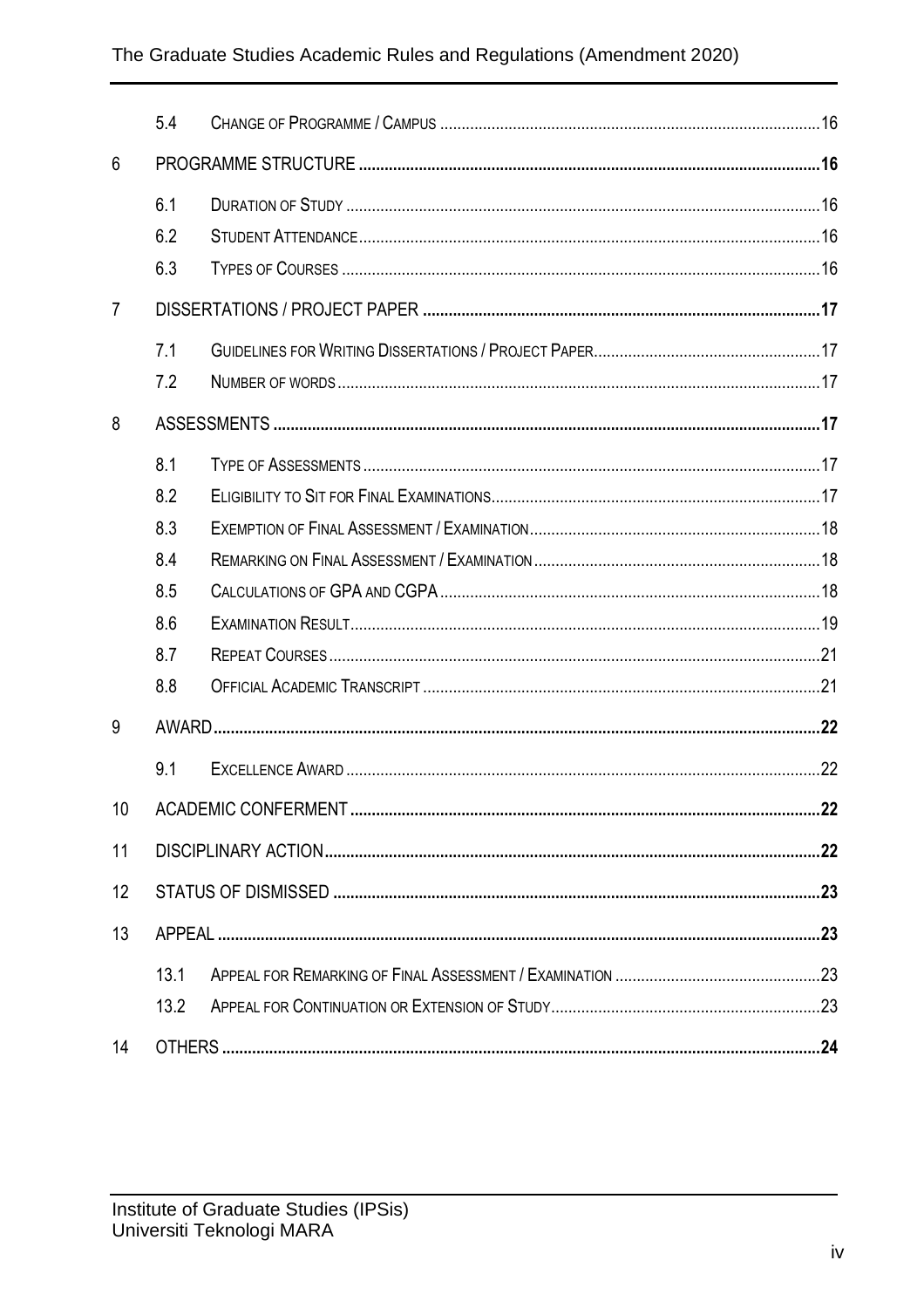| | | |
|---|---|---|
| 5.4 | CHANGE OF PROGRAMME / CAMPUS | 16 |
| **6** | **PROGRAMME STRUCTURE** | **16** |
| 6.1 | DURATION OF STUDY | 16 |
| 6.2 | STUDENT ATTENDANCE | 16 |
| 6.3 | TYPES OF COURSES | 16 |
| **7** | **DISSERTATIONS / PROJECT PAPER** | **17** |
| 7.1 | GUIDELINES FOR WRITING DISSERTATIONS / PROJECT PAPER | 17 |
| 7.2 | NUMBER OF WORDS | 17 |
| **8** | **ASSESSMENTS** | **17** |
| 8.1 | TYPE OF ASSESSMENTS | 17 |
| 8.2 | ELIGIBILITY TO SIT FOR FINAL EXAMINATIONS | 17 |
| 8.3 | EXEMPTION OF FINAL ASSESSMENT / EXAMINATION | 18 |
| 8.4 | REMARKING ON FINAL ASSESSMENT / EXAMINATION | 18 |
| 8.5 | CALCULATIONS OF GPA AND CGPA | 18 |
| 8.6 | EXAMINATION RESULT | 19 |
| 8.7 | REPEAT COURSES | 21 |
| 8.8 | OFFICIAL ACADEMIC TRANSCRIPT | 21 |
| **9** | **AWARD** | **22** |
| 9.1 | EXCELLENCE AWARD | 22 |
| **10** | **ACADEMIC CONFERMENT** | **22** |
| **11** | **DISCIPLINARY ACTION** | **22** |
| **12** | **STATUS OF DISMISSED** | **23** |
| **13** | **APPEAL** | **23** |
| 13.1 | APPEAL FOR REMARKING OF FINAL ASSESSMENT / EXAMINATION | 23 |
| 13.2 | APPEAL FOR CONTINUATION OR EXTENSION OF STUDY | 23 |
| **14** | **OTHERS** | **24** |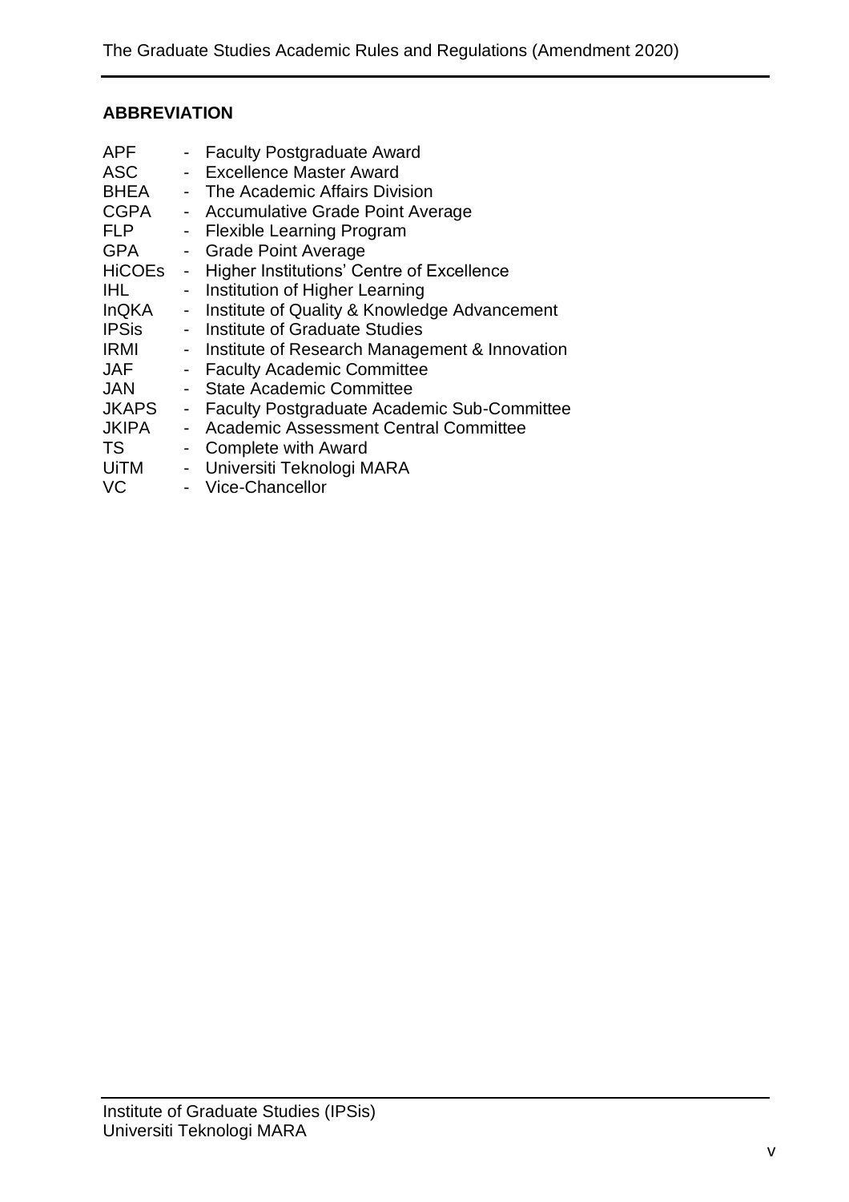## ABBREVIATION

| | | |
|---|---|---|
| APF | - | Faculty Postgraduate Award |
| ASC | - | Excellence Master Award |
| BHEA | - | The Academic Affairs Division |
| CGPA | - | Accumulative Grade Point Average |
| FLP | - | Flexible Learning Program |
| GPA | - | Grade Point Average |
| HiCOEs | - | Higher Institutions' Centre of Excellence |
| IHL | - | Institution of Higher Learning |
| InQKA | - | Institute of Quality & Knowledge Advancement |
| IPSis | - | Institute of Graduate Studies |
| IRMI | - | Institute of Research Management & Innovation |
| JAF | - | Faculty Academic Committee |
| JAN | - | State Academic Committee |
| JKAPS | - | Faculty Postgraduate Academic Sub-Committee |
| JKIPA | - | Academic Assessment Central Committee |
| TS | - | Complete with Award |
| UiTM | - | Universiti Teknologi MARA |
| VC | - | Vice-Chancellor |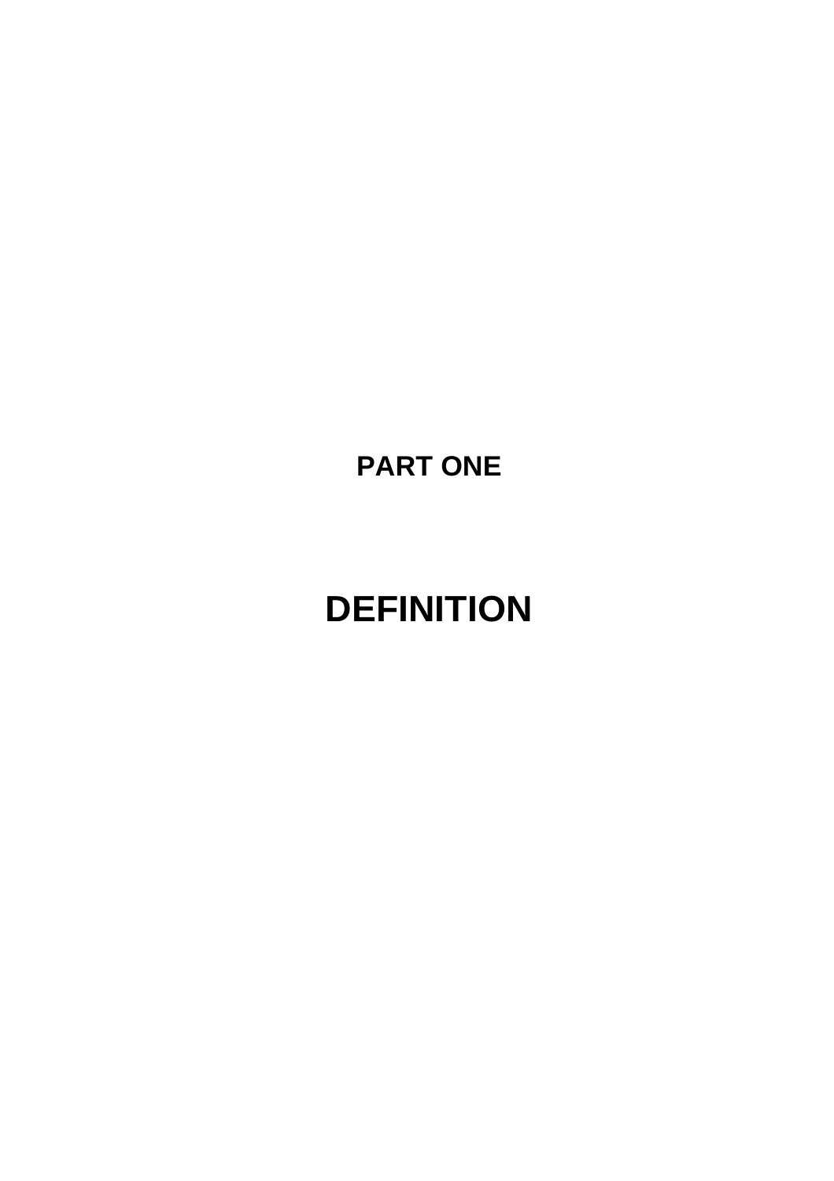# PART ONE

# DEFINITION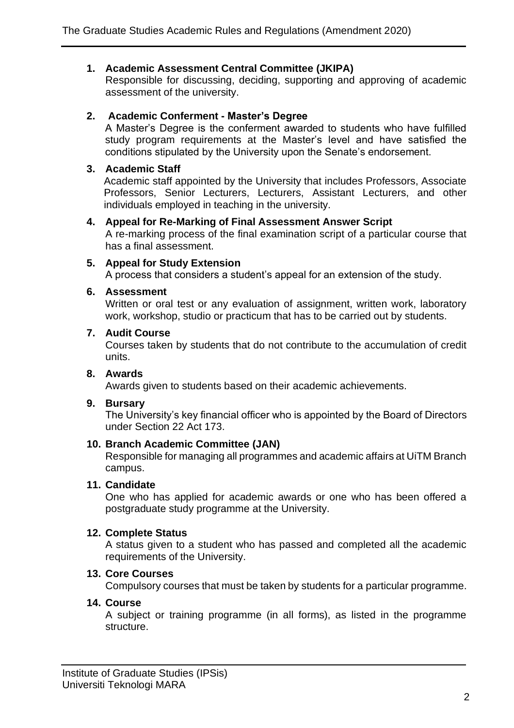1. **Academic Assessment Central Committee (JKIPA)**
   Responsible for discussing, deciding, supporting and approving of academic assessment of the university.

2. **Academic Conferment - Master's Degree**
   A Master's Degree is the conferment awarded to students who have fulfilled study program requirements at the Master's level and have satisfied the conditions stipulated by the University upon the Senate's endorsement.

3. **Academic Staff**
   Academic staff appointed by the University that includes Professors, Associate Professors, Senior Lecturers, Lecturers, Assistant Lecturers, and other individuals employed in teaching in the university.

4. **Appeal for Re-Marking of Final Assessment Answer Script**
   A re-marking process of the final examination script of a particular course that has a final assessment.

5. **Appeal for Study Extension**
   A process that considers a student's appeal for an extension of the study.

6. **Assessment**
   Written or oral test or any evaluation of assignment, written work, laboratory work, workshop, studio or practicum that has to be carried out by students.

7. **Audit Course**
   Courses taken by students that do not contribute to the accumulation of credit units.

8. **Awards**
   Awards given to students based on their academic achievements.

9. **Bursary**
   The University's key financial officer who is appointed by the Board of Directors under Section 22 Act 173.

10. **Branch Academic Committee (JAN)**
    Responsible for managing all programmes and academic affairs at UiTM Branch campus.

11. **Candidate**
    One who has applied for academic awards or one who has been offered a postgraduate study programme at the University.

12. **Complete Status**
    A status given to a student who has passed and completed all the academic requirements of the University.

13. **Core Courses**
    Compulsory courses that must be taken by students for a particular programme.

14. **Course**
    A subject or training programme (in all forms), as listed in the programme structure.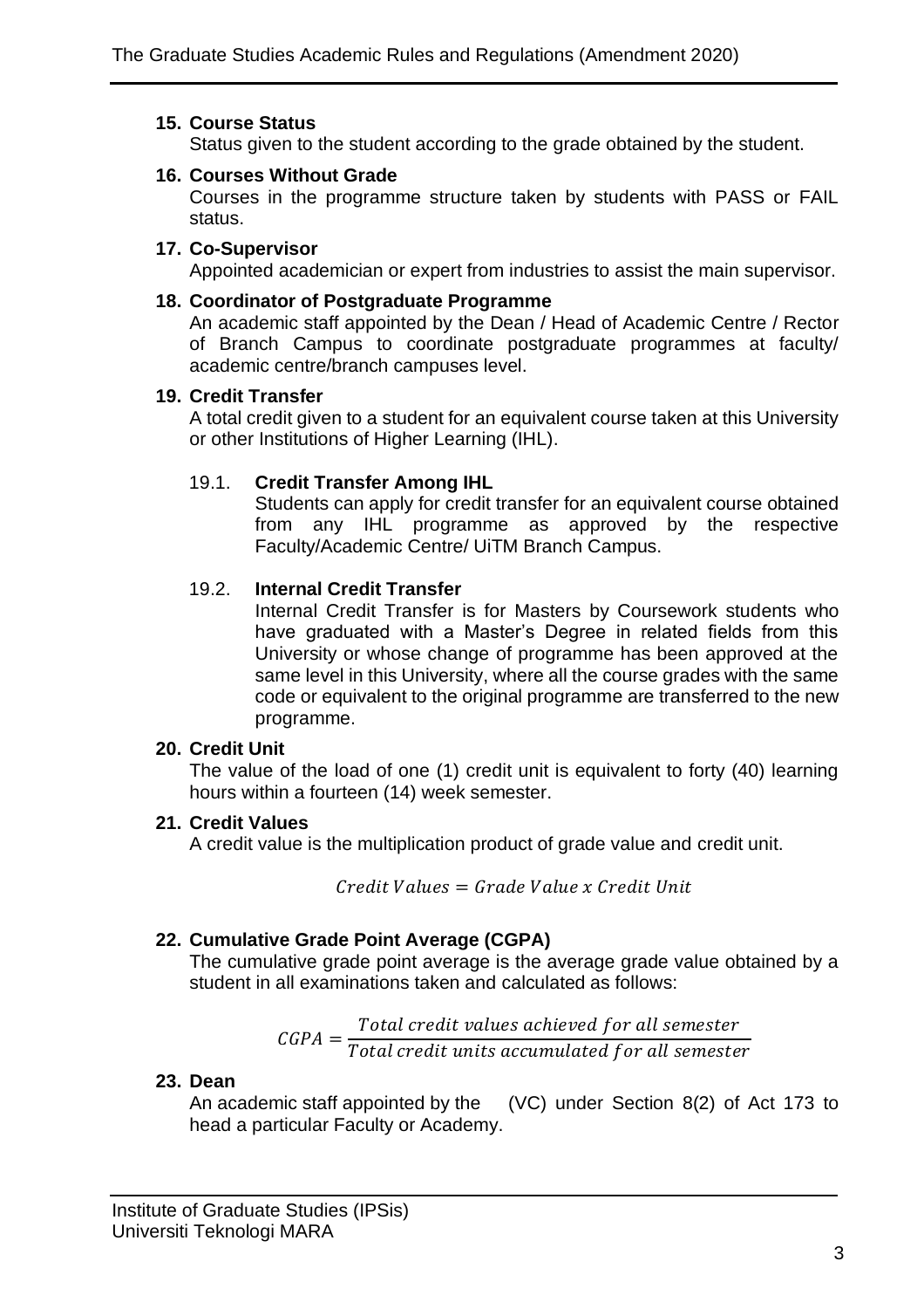**15. Course Status**

Status given to the student according to the grade obtained by the student.

**16. Courses Without Grade**

Courses in the programme structure taken by students with PASS or FAIL status.

**17. Co-Supervisor**

Appointed academician or expert from industries to assist the main supervisor.

**18. Coordinator of Postgraduate Programme**

An academic staff appointed by the Dean / Head of Academic Centre / Rector of Branch Campus to coordinate postgraduate programmes at faculty/ academic centre/branch campuses level.

**19. Credit Transfer**

A total credit given to a student for an equivalent course taken at this University or other Institutions of Higher Learning (IHL).

19.1. **Credit Transfer Among IHL**

Students can apply for credit transfer for an equivalent course obtained from any IHL programme as approved by the respective Faculty/Academic Centre/ UiTM Branch Campus.

19.2. **Internal Credit Transfer**

Internal Credit Transfer is for Masters by Coursework students who have graduated with a Master's Degree in related fields from this University or whose change of programme has been approved at the same level in this University, where all the course grades with the same code or equivalent to the original programme are transferred to the new programme.

**20. Credit Unit**

The value of the load of one (1) credit unit is equivalent to forty (40) learning hours within a fourteen (14) week semester.

**21. Credit Values**

A credit value is the multiplication product of grade value and credit unit.

$$Credit\ Values = Grade\ Value\ x\ Credit\ Unit$$

**22. Cumulative Grade Point Average (CGPA)**

The cumulative grade point average is the average grade value obtained by a student in all examinations taken and calculated as follows:

$$CGPA = \frac{Total\ credit\ values\ achieved\ for\ all\ semester}{Total\ credit\ units\ accumulated\ for\ all\ semester}$$

**23. Dean**

An academic staff appointed by the (VC) under Section 8(2) of Act 173 to head a particular Faculty or Academy.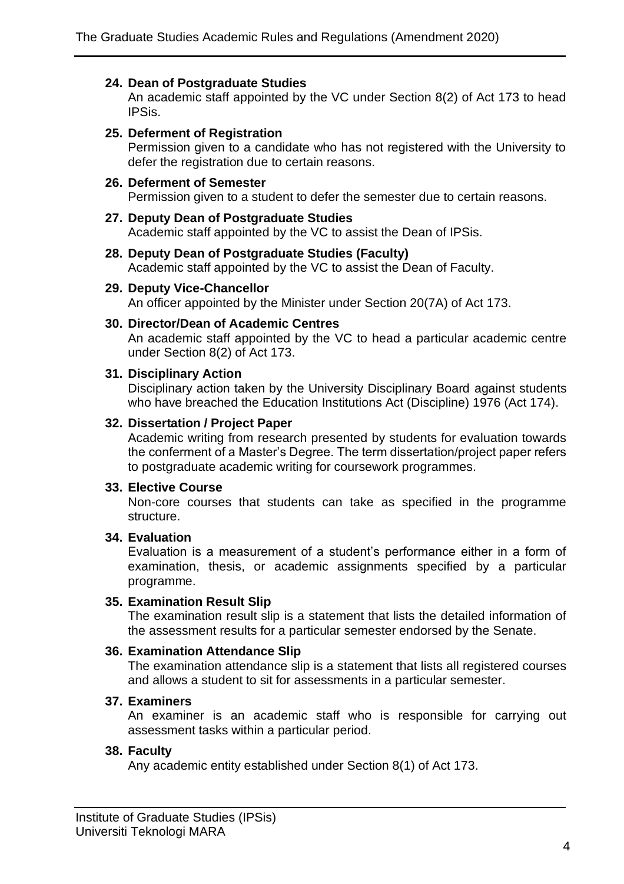**24. Dean of Postgraduate Studies**
An academic staff appointed by the VC under Section 8(2) of Act 173 to head IPSis.

**25. Deferment of Registration**
Permission given to a candidate who has not registered with the University to defer the registration due to certain reasons.

**26. Deferment of Semester**
Permission given to a student to defer the semester due to certain reasons.

**27. Deputy Dean of Postgraduate Studies**
Academic staff appointed by the VC to assist the Dean of IPSis.

**28. Deputy Dean of Postgraduate Studies (Faculty)**
Academic staff appointed by the VC to assist the Dean of Faculty.

**29. Deputy Vice-Chancellor**
An officer appointed by the Minister under Section 20(7A) of Act 173.

**30. Director/Dean of Academic Centres**
An academic staff appointed by the VC to head a particular academic centre under Section 8(2) of Act 173.

**31. Disciplinary Action**
Disciplinary action taken by the University Disciplinary Board against students who have breached the Education Institutions Act (Discipline) 1976 (Act 174).

**32. Dissertation / Project Paper**
Academic writing from research presented by students for evaluation towards the conferment of a Master's Degree. The term dissertation/project paper refers to postgraduate academic writing for coursework programmes.

**33. Elective Course**
Non-core courses that students can take as specified in the programme structure.

**34. Evaluation**
Evaluation is a measurement of a student's performance either in a form of examination, thesis, or academic assignments specified by a particular programme.

**35. Examination Result Slip**
The examination result slip is a statement that lists the detailed information of the assessment results for a particular semester endorsed by the Senate.

**36. Examination Attendance Slip**
The examination attendance slip is a statement that lists all registered courses and allows a student to sit for assessments in a particular semester.

**37. Examiners**
An examiner is an academic staff who is responsible for carrying out assessment tasks within a particular period.

**38. Faculty**
Any academic entity established under Section 8(1) of Act 173.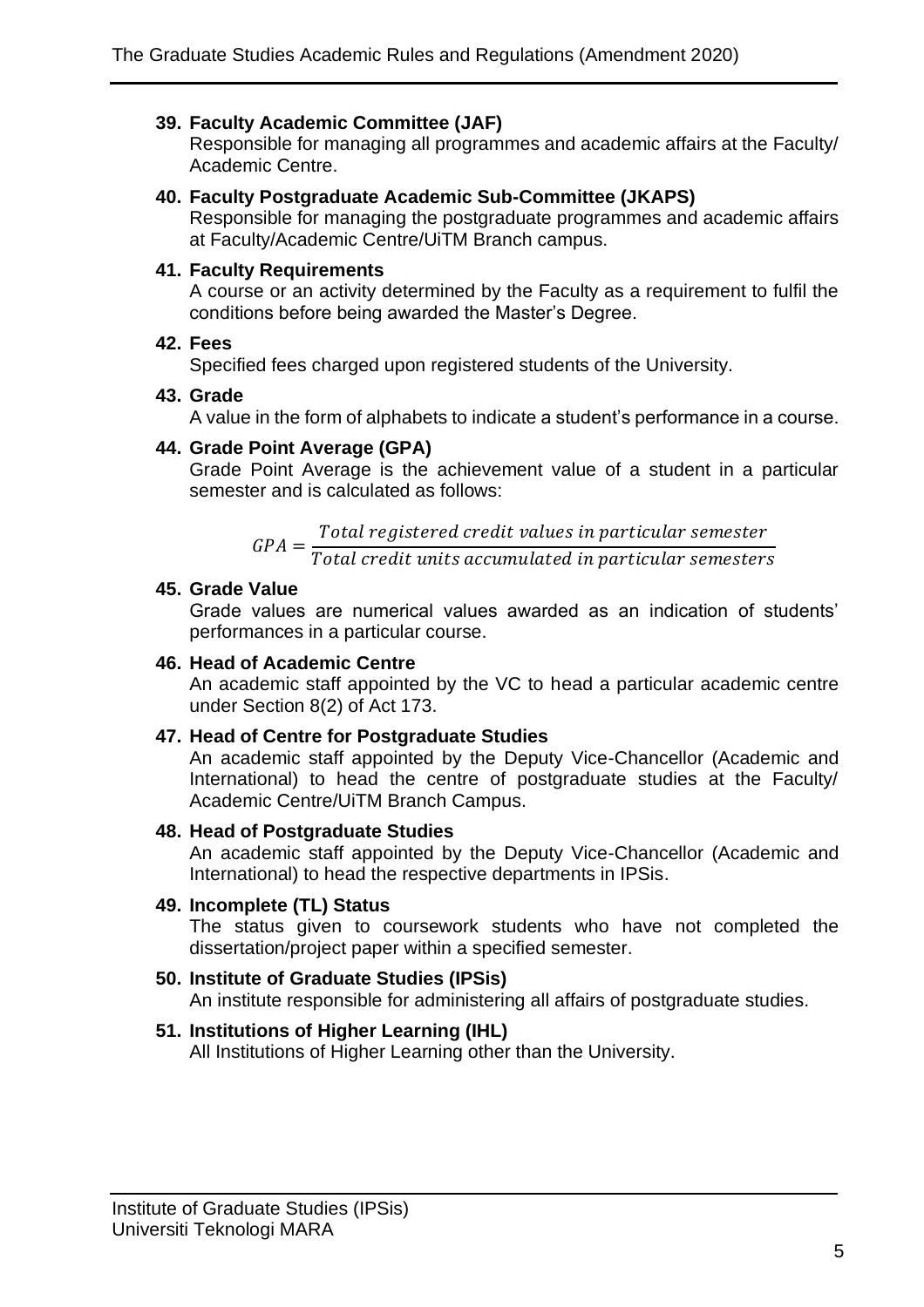**39. Faculty Academic Committee (JAF)**
Responsible for managing all programmes and academic affairs at the Faculty/ Academic Centre.

**40. Faculty Postgraduate Academic Sub-Committee (JKAPS)**
Responsible for managing the postgraduate programmes and academic affairs at Faculty/Academic Centre/UiTM Branch campus.

**41. Faculty Requirements**
A course or an activity determined by the Faculty as a requirement to fulfil the conditions before being awarded the Master's Degree.

**42. Fees**
Specified fees charged upon registered students of the University.

**43. Grade**
A value in the form of alphabets to indicate a student's performance in a course.

**44. Grade Point Average (GPA)**
Grade Point Average is the achievement value of a student in a particular semester and is calculated as follows:

$$GPA = \frac{Total\ registered\ credit\ values\ in\ particular\ semester}{Total\ credit\ units\ accumulated\ in\ particular\ semesters}$$

**45. Grade Value**
Grade values are numerical values awarded as an indication of students' performances in a particular course.

**46. Head of Academic Centre**
An academic staff appointed by the VC to head a particular academic centre under Section 8(2) of Act 173.

**47. Head of Centre for Postgraduate Studies**
An academic staff appointed by the Deputy Vice-Chancellor (Academic and International) to head the centre of postgraduate studies at the Faculty/ Academic Centre/UiTM Branch Campus.

**48. Head of Postgraduate Studies**
An academic staff appointed by the Deputy Vice-Chancellor (Academic and International) to head the respective departments in IPSis.

**49. Incomplete (TL) Status**
The status given to coursework students who have not completed the dissertation/project paper within a specified semester.

**50. Institute of Graduate Studies (IPSis)**
An institute responsible for administering all affairs of postgraduate studies.

**51. Institutions of Higher Learning (IHL)**
All Institutions of Higher Learning other than the University.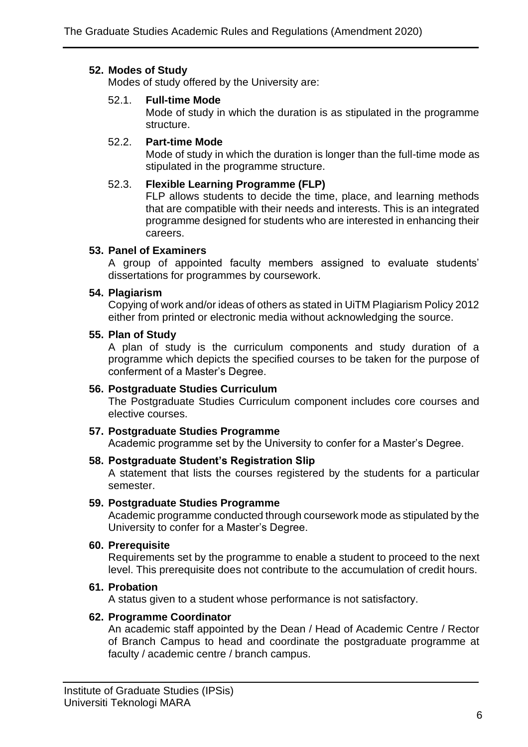**52. Modes of Study**

Modes of study offered by the University are:

52.1. **Full-time Mode**

Mode of study in which the duration is as stipulated in the programme structure.

52.2. **Part-time Mode**

Mode of study in which the duration is longer than the full-time mode as stipulated in the programme structure.

52.3. **Flexible Learning Programme (FLP)**

FLP allows students to decide the time, place, and learning methods that are compatible with their needs and interests. This is an integrated programme designed for students who are interested in enhancing their careers.

**53. Panel of Examiners**

A group of appointed faculty members assigned to evaluate students' dissertations for programmes by coursework.

**54. Plagiarism**

Copying of work and/or ideas of others as stated in UiTM Plagiarism Policy 2012 either from printed or electronic media without acknowledging the source.

**55. Plan of Study**

A plan of study is the curriculum components and study duration of a programme which depicts the specified courses to be taken for the purpose of conferment of a Master's Degree.

**56. Postgraduate Studies Curriculum**

The Postgraduate Studies Curriculum component includes core courses and elective courses.

**57. Postgraduate Studies Programme**

Academic programme set by the University to confer for a Master's Degree.

**58. Postgraduate Student's Registration Slip**

A statement that lists the courses registered by the students for a particular semester.

**59. Postgraduate Studies Programme**

Academic programme conducted through coursework mode as stipulated by the University to confer for a Master's Degree.

**60. Prerequisite**

Requirements set by the programme to enable a student to proceed to the next level. This prerequisite does not contribute to the accumulation of credit hours.

**61. Probation**

A status given to a student whose performance is not satisfactory.

**62. Programme Coordinator**

An academic staff appointed by the Dean / Head of Academic Centre / Rector of Branch Campus to head and coordinate the postgraduate programme at faculty / academic centre / branch campus.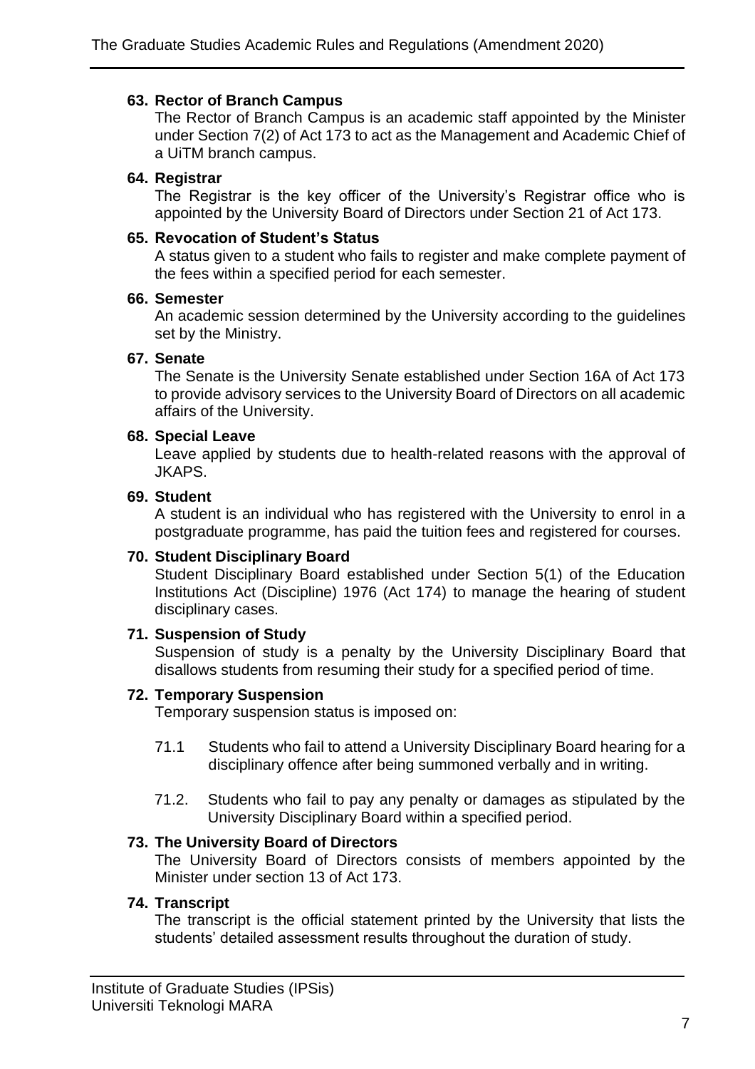**63. Rector of Branch Campus**

The Rector of Branch Campus is an academic staff appointed by the Minister under Section 7(2) of Act 173 to act as the Management and Academic Chief of a UiTM branch campus.

**64. Registrar**

The Registrar is the key officer of the University's Registrar office who is appointed by the University Board of Directors under Section 21 of Act 173.

**65. Revocation of Student's Status**

A status given to a student who fails to register and make complete payment of the fees within a specified period for each semester.

**66. Semester**

An academic session determined by the University according to the guidelines set by the Ministry.

**67. Senate**

The Senate is the University Senate established under Section 16A of Act 173 to provide advisory services to the University Board of Directors on all academic affairs of the University.

**68. Special Leave**

Leave applied by students due to health-related reasons with the approval of JKAPS.

**69. Student**

A student is an individual who has registered with the University to enrol in a postgraduate programme, has paid the tuition fees and registered for courses.

**70. Student Disciplinary Board**

Student Disciplinary Board established under Section 5(1) of the Education Institutions Act (Discipline) 1976 (Act 174) to manage the hearing of student disciplinary cases.

**71. Suspension of Study**

Suspension of study is a penalty by the University Disciplinary Board that disallows students from resuming their study for a specified period of time.

**72. Temporary Suspension**

Temporary suspension status is imposed on:

71.1 Students who fail to attend a University Disciplinary Board hearing for a disciplinary offence after being summoned verbally and in writing.

71.2. Students who fail to pay any penalty or damages as stipulated by the University Disciplinary Board within a specified period.

**73. The University Board of Directors**

The University Board of Directors consists of members appointed by the Minister under section 13 of Act 173.

**74. Transcript**

The transcript is the official statement printed by the University that lists the students' detailed assessment results throughout the duration of study.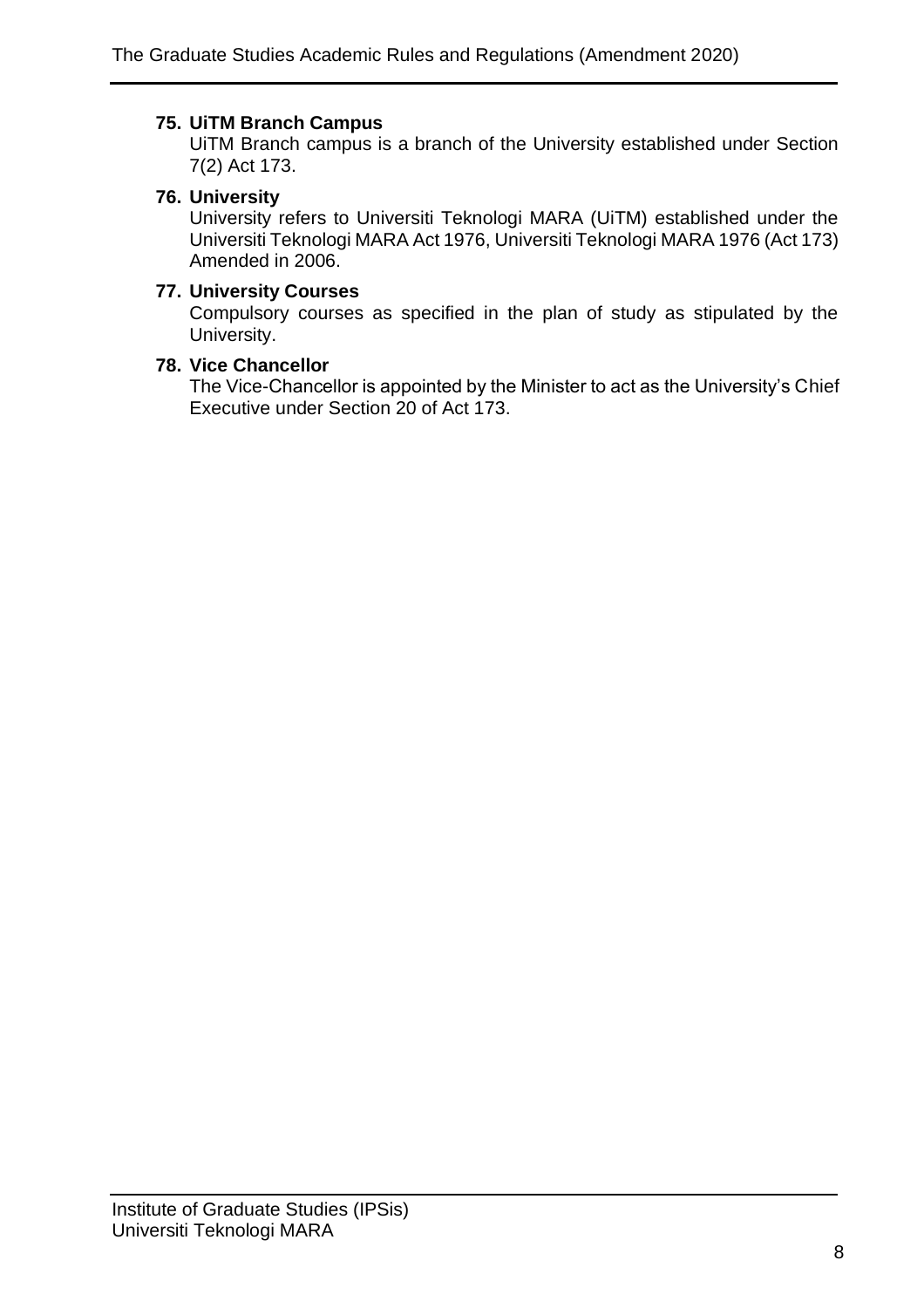**75. UiTM Branch Campus**

UiTM Branch campus is a branch of the University established under Section 7(2) Act 173.

**76. University**

University refers to Universiti Teknologi MARA (UiTM) established under the Universiti Teknologi MARA Act 1976, Universiti Teknologi MARA 1976 (Act 173) Amended in 2006.

**77. University Courses**

Compulsory courses as specified in the plan of study as stipulated by the University.

**78. Vice Chancellor**

The Vice-Chancellor is appointed by the Minister to act as the University's Chief Executive under Section 20 of Act 173.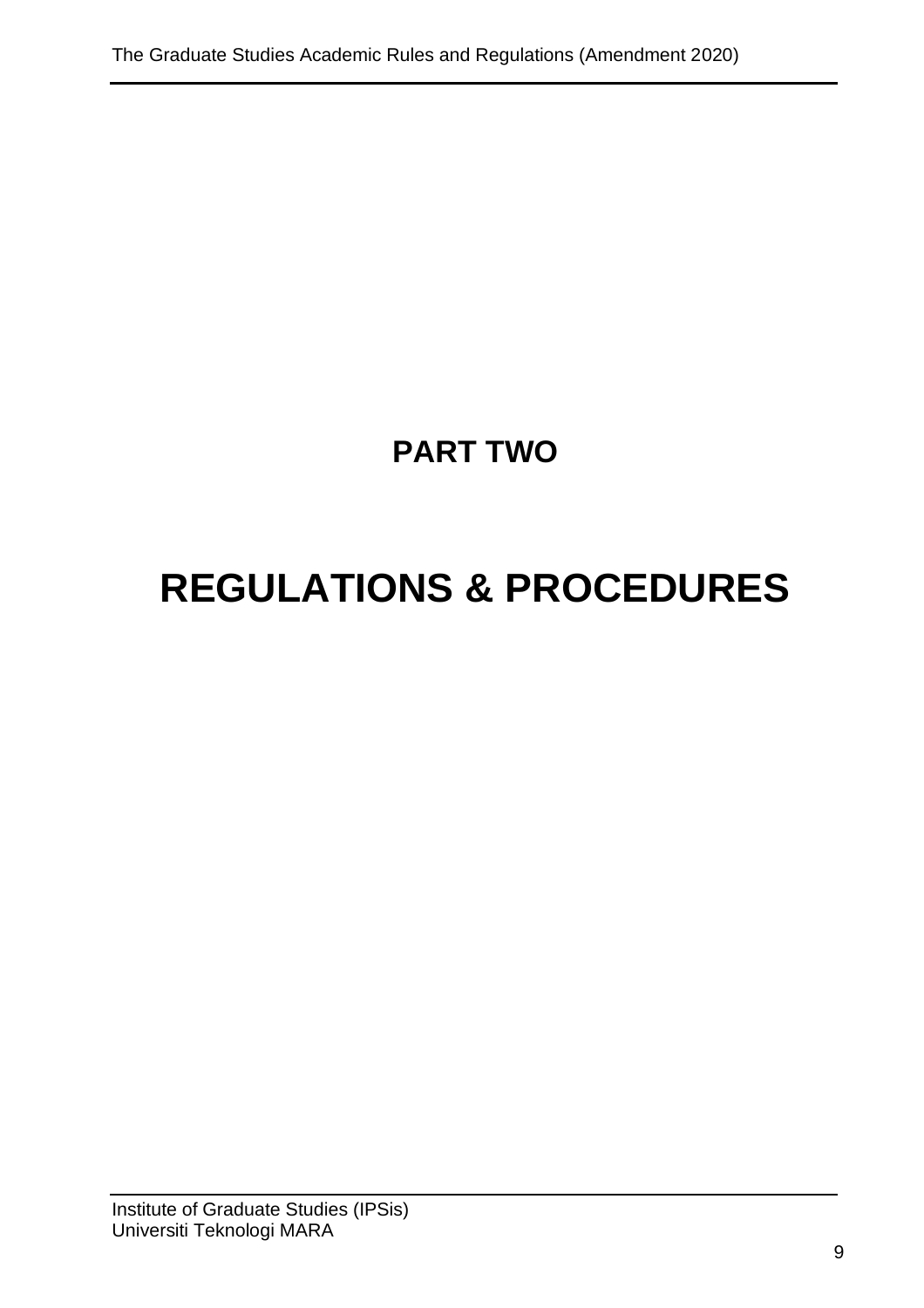# PART TWO

# REGULATIONS & PROCEDURES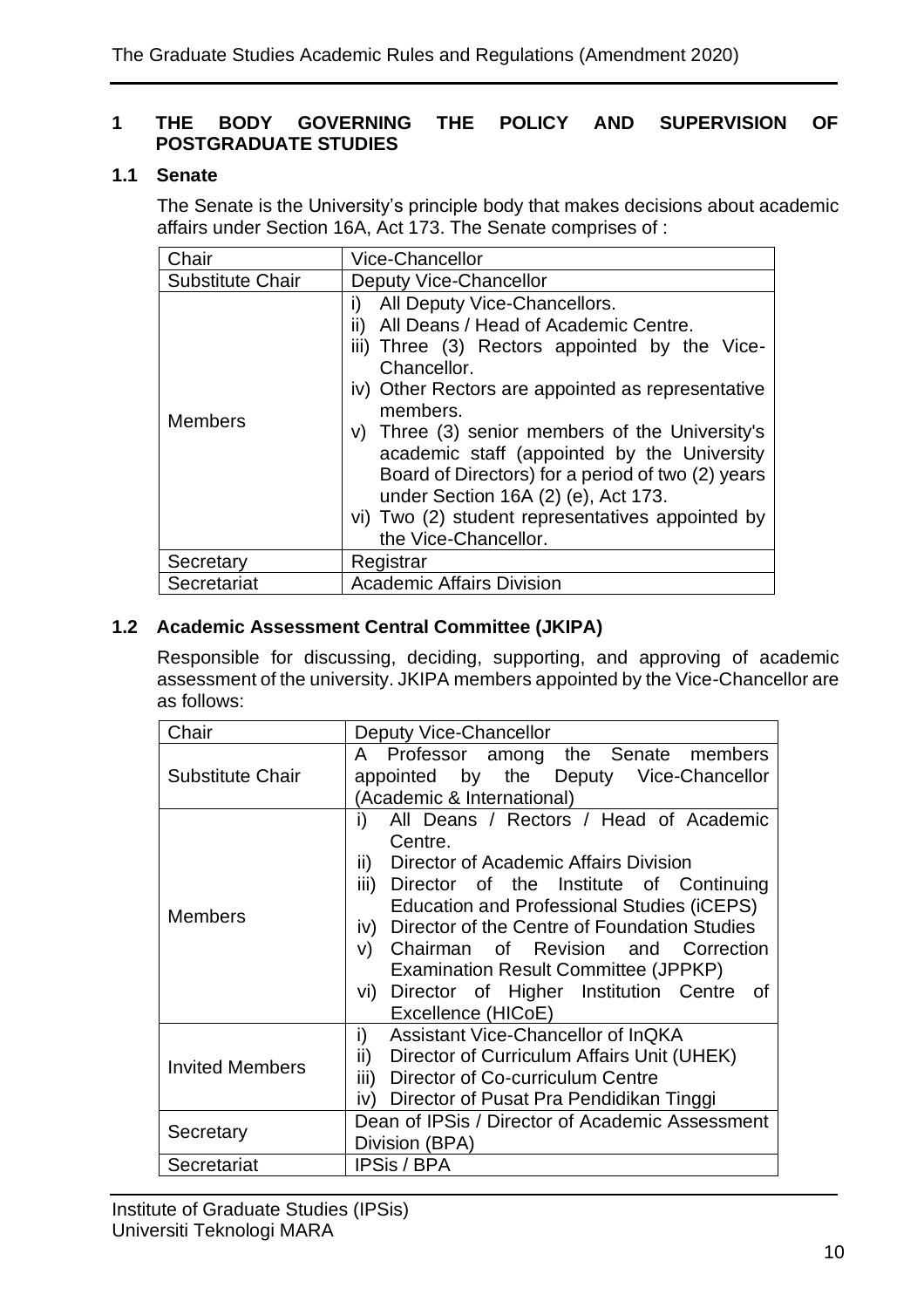## 1 THE BODY GOVERNING THE POLICY AND SUPERVISION OF POSTGRADUATE STUDIES

### 1.1 Senate

The Senate is the University's principle body that makes decisions about academic affairs under Section 16A, Act 173. The Senate comprises of :

| Chair | Vice-Chancellor |
|---|---|
| Substitute Chair | Deputy Vice-Chancellor |
| Members | i) All Deputy Vice-Chancellors.<br>ii) All Deans / Head of Academic Centre.<br>iii) Three (3) Rectors appointed by the Vice-Chancellor.<br>iv) Other Rectors are appointed as representative members.<br>v) Three (3) senior members of the University's academic staff (appointed by the University Board of Directors) for a period of two (2) years under Section 16A (2) (e), Act 173.<br>vi) Two (2) student representatives appointed by the Vice-Chancellor. |
| Secretary | Registrar |
| Secretariat | Academic Affairs Division |

### 1.2 Academic Assessment Central Committee (JKIPA)

Responsible for discussing, deciding, supporting, and approving of academic assessment of the university. JKIPA members appointed by the Vice-Chancellor are as follows:

| Chair | Deputy Vice-Chancellor |
|---|---|
| Substitute Chair | A Professor among the Senate members appointed by the Deputy Vice-Chancellor (Academic & International) |
| Members | i) All Deans / Rectors / Head of Academic Centre.<br>ii) Director of Academic Affairs Division<br>iii) Director of the Institute of Continuing Education and Professional Studies (iCEPS)<br>iv) Director of the Centre of Foundation Studies<br>v) Chairman of Revision and Correction Examination Result Committee (JPPKP)<br>vi) Director of Higher Institution Centre of Excellence (HICoE) |
| Invited Members | i) Assistant Vice-Chancellor of InQKA<br>ii) Director of Curriculum Affairs Unit (UHEK)<br>iii) Director of Co-curriculum Centre<br>iv) Director of Pusat Pra Pendidikan Tinggi |
| Secretary | Dean of IPSis / Director of Academic Assessment Division (BPA) |
| Secretariat | IPSis / BPA |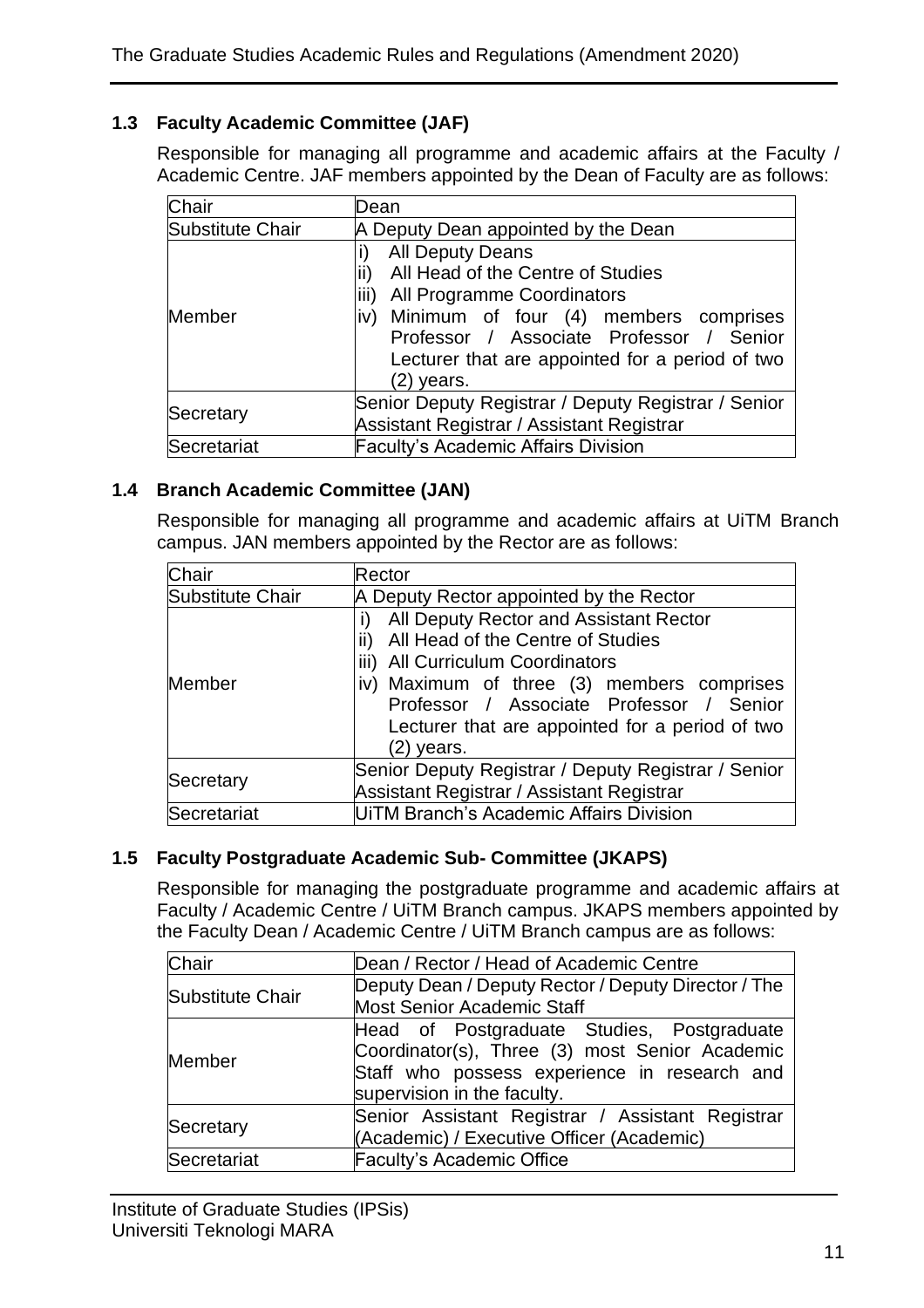### 1.3 Faculty Academic Committee (JAF)

Responsible for managing all programme and academic affairs at the Faculty / Academic Centre. JAF members appointed by the Dean of Faculty are as follows:

| Chair | Dean |
|---|---|
| Substitute Chair | A Deputy Dean appointed by the Dean |
| Member | i) All Deputy Deans<br>ii) All Head of the Centre of Studies<br>iii) All Programme Coordinators<br>iv) Minimum of four (4) members comprises Professor / Associate Professor / Senior Lecturer that are appointed for a period of two (2) years. |
| Secretary | Senior Deputy Registrar / Deputy Registrar / Senior Assistant Registrar / Assistant Registrar |
| Secretariat | Faculty's Academic Affairs Division |

### 1.4 Branch Academic Committee (JAN)

Responsible for managing all programme and academic affairs at UiTM Branch campus. JAN members appointed by the Rector are as follows:

| Chair | Rector |
|---|---|
| Substitute Chair | A Deputy Rector appointed by the Rector |
| Member | i) All Deputy Rector and Assistant Rector<br>ii) All Head of the Centre of Studies<br>iii) All Curriculum Coordinators<br>iv) Maximum of three (3) members comprises Professor / Associate Professor / Senior Lecturer that are appointed for a period of two (2) years. |
| Secretary | Senior Deputy Registrar / Deputy Registrar / Senior Assistant Registrar / Assistant Registrar |
| Secretariat | UiTM Branch's Academic Affairs Division |

### 1.5 Faculty Postgraduate Academic Sub- Committee (JKAPS)

Responsible for managing the postgraduate programme and academic affairs at Faculty / Academic Centre / UiTM Branch campus. JKAPS members appointed by the Faculty Dean / Academic Centre / UiTM Branch campus are as follows:

| Chair | Dean / Rector / Head of Academic Centre |
|---|---|
| Substitute Chair | Deputy Dean / Deputy Rector / Deputy Director / The Most Senior Academic Staff |
| Member | Head of Postgraduate Studies, Postgraduate Coordinator(s), Three (3) most Senior Academic Staff who possess experience in research and supervision in the faculty. |
| Secretary | Senior Assistant Registrar / Assistant Registrar (Academic) / Executive Officer (Academic) |
| Secretariat | Faculty's Academic Office |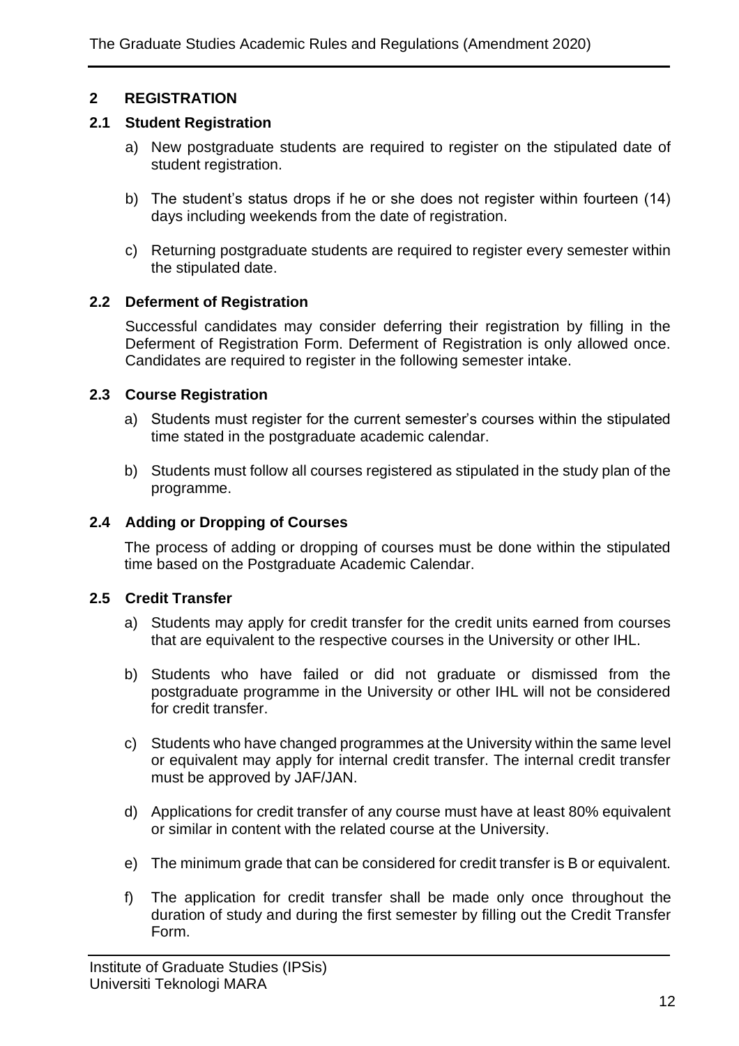## 2 REGISTRATION

### 2.1 Student Registration

a) New postgraduate students are required to register on the stipulated date of student registration.

b) The student's status drops if he or she does not register within fourteen (14) days including weekends from the date of registration.

c) Returning postgraduate students are required to register every semester within the stipulated date.

### 2.2 Deferment of Registration

Successful candidates may consider deferring their registration by filling in the Deferment of Registration Form. Deferment of Registration is only allowed once. Candidates are required to register in the following semester intake.

### 2.3 Course Registration

a) Students must register for the current semester's courses within the stipulated time stated in the postgraduate academic calendar.

b) Students must follow all courses registered as stipulated in the study plan of the programme.

### 2.4 Adding or Dropping of Courses

The process of adding or dropping of courses must be done within the stipulated time based on the Postgraduate Academic Calendar.

### 2.5 Credit Transfer

a) Students may apply for credit transfer for the credit units earned from courses that are equivalent to the respective courses in the University or other IHL.

b) Students who have failed or did not graduate or dismissed from the postgraduate programme in the University or other IHL will not be considered for credit transfer.

c) Students who have changed programmes at the University within the same level or equivalent may apply for internal credit transfer. The internal credit transfer must be approved by JAF/JAN.

d) Applications for credit transfer of any course must have at least 80% equivalent or similar in content with the related course at the University.

e) The minimum grade that can be considered for credit transfer is B or equivalent.

f) The application for credit transfer shall be made only once throughout the duration of study and during the first semester by filling out the Credit Transfer Form.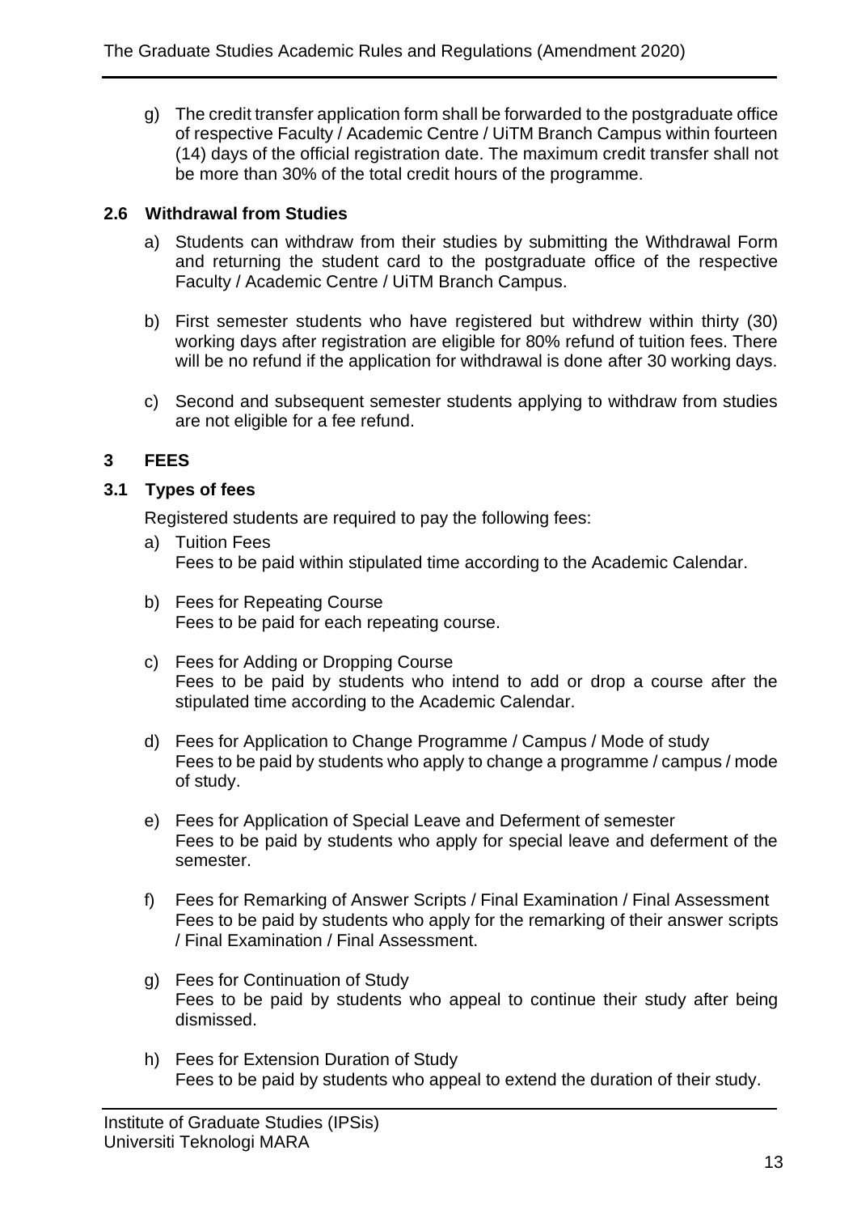g) The credit transfer application form shall be forwarded to the postgraduate office of respective Faculty / Academic Centre / UiTM Branch Campus within fourteen (14) days of the official registration date. The maximum credit transfer shall not be more than 30% of the total credit hours of the programme.

### 2.6 Withdrawal from Studies

a) Students can withdraw from their studies by submitting the Withdrawal Form and returning the student card to the postgraduate office of the respective Faculty / Academic Centre / UiTM Branch Campus.

b) First semester students who have registered but withdrew within thirty (30) working days after registration are eligible for 80% refund of tuition fees. There will be no refund if the application for withdrawal is done after 30 working days.

c) Second and subsequent semester students applying to withdraw from studies are not eligible for a fee refund.

## 3 FEES

### 3.1 Types of fees

Registered students are required to pay the following fees:

a) Tuition Fees
Fees to be paid within stipulated time according to the Academic Calendar.

b) Fees for Repeating Course
Fees to be paid for each repeating course.

c) Fees for Adding or Dropping Course
Fees to be paid by students who intend to add or drop a course after the stipulated time according to the Academic Calendar.

d) Fees for Application to Change Programme / Campus / Mode of study
Fees to be paid by students who apply to change a programme / campus / mode of study.

e) Fees for Application of Special Leave and Deferment of semester
Fees to be paid by students who apply for special leave and deferment of the semester.

f) Fees for Remarking of Answer Scripts / Final Examination / Final Assessment
Fees to be paid by students who apply for the remarking of their answer scripts / Final Examination / Final Assessment.

g) Fees for Continuation of Study
Fees to be paid by students who appeal to continue their study after being dismissed.

h) Fees for Extension Duration of Study
Fees to be paid by students who appeal to extend the duration of their study.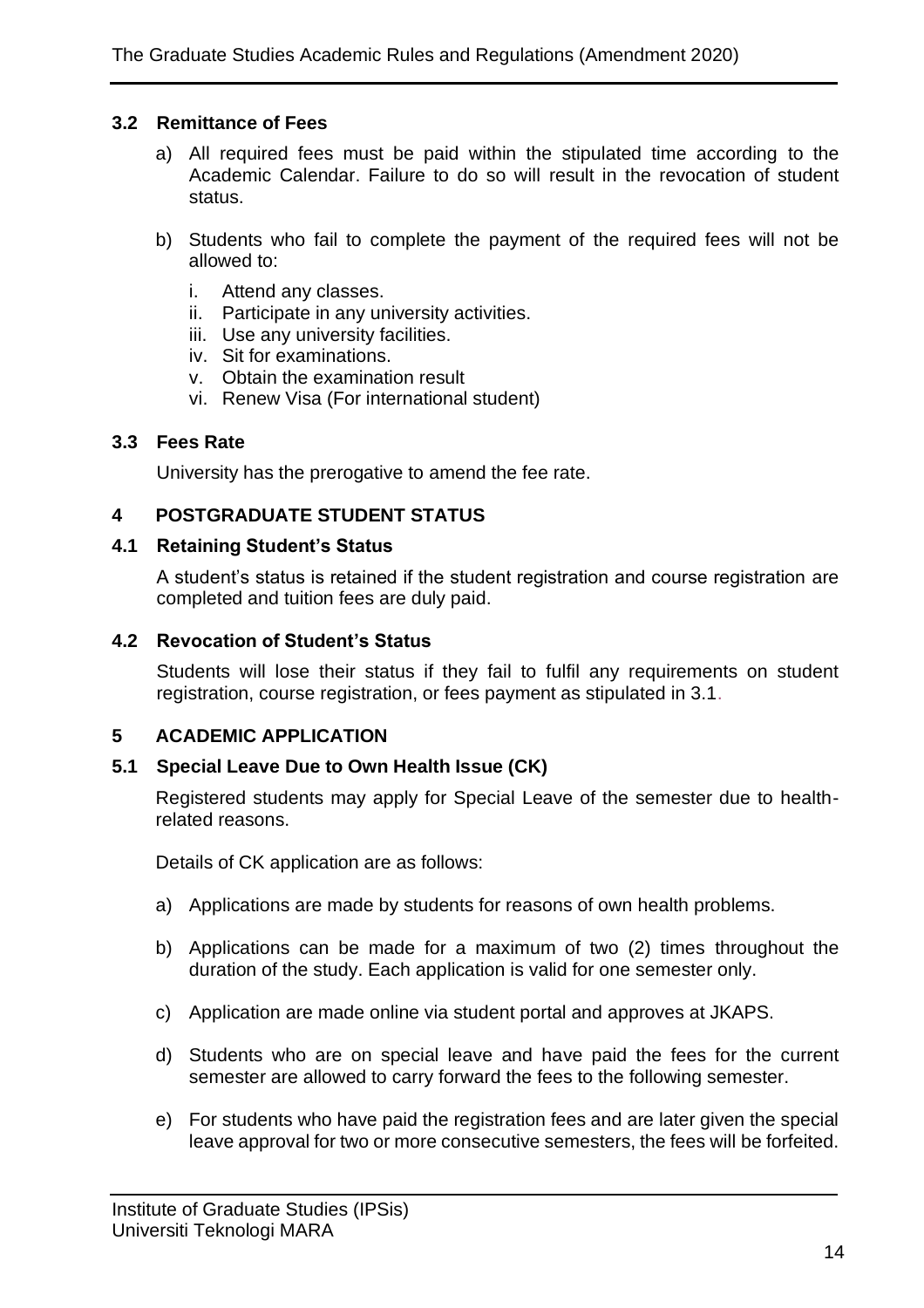### 3.2 Remittance of Fees

a) All required fees must be paid within the stipulated time according to the Academic Calendar. Failure to do so will result in the revocation of student status.

b) Students who fail to complete the payment of the required fees will not be allowed to:

   i. Attend any classes.
   ii. Participate in any university activities.
   iii. Use any university facilities.
   iv. Sit for examinations.
   v. Obtain the examination result
   vi. Renew Visa (For international student)

### 3.3 Fees Rate

University has the prerogative to amend the fee rate.

## 4 POSTGRADUATE STUDENT STATUS

### 4.1 Retaining Student's Status

A student's status is retained if the student registration and course registration are completed and tuition fees are duly paid.

### 4.2 Revocation of Student's Status

Students will lose their status if they fail to fulfil any requirements on student registration, course registration, or fees payment as stipulated in 3.1.

## 5 ACADEMIC APPLICATION

### 5.1 Special Leave Due to Own Health Issue (CK)

Registered students may apply for Special Leave of the semester due to health-related reasons.

Details of CK application are as follows:

a) Applications are made by students for reasons of own health problems.

b) Applications can be made for a maximum of two (2) times throughout the duration of the study. Each application is valid for one semester only.

c) Application are made online via student portal and approves at JKAPS.

d) Students who are on special leave and have paid the fees for the current semester are allowed to carry forward the fees to the following semester.

e) For students who have paid the registration fees and are later given the special leave approval for two or more consecutive semesters, the fees will be forfeited.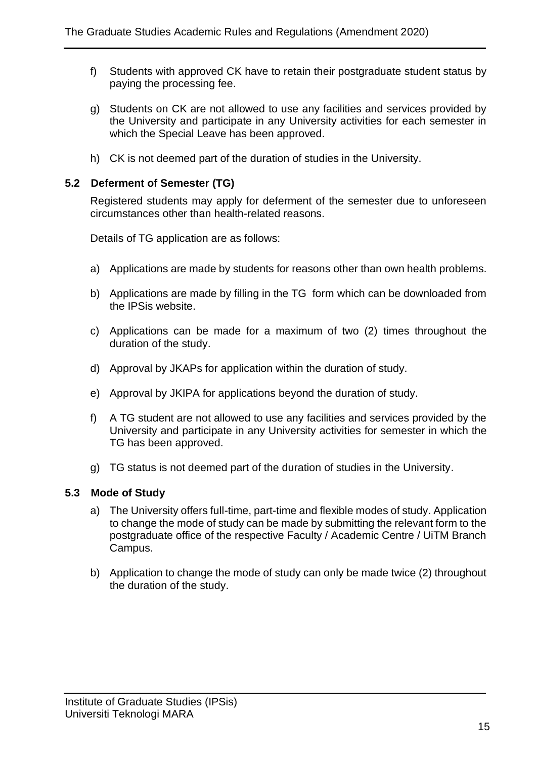f) Students with approved CK have to retain their postgraduate student status by paying the processing fee.

g) Students on CK are not allowed to use any facilities and services provided by the University and participate in any University activities for each semester in which the Special Leave has been approved.

h) CK is not deemed part of the duration of studies in the University.

### 5.2 Deferment of Semester (TG)

Registered students may apply for deferment of the semester due to unforeseen circumstances other than health-related reasons.

Details of TG application are as follows:

a) Applications are made by students for reasons other than own health problems.

b) Applications are made by filling in the TG form which can be downloaded from the IPSis website.

c) Applications can be made for a maximum of two (2) times throughout the duration of the study.

d) Approval by JKAPs for application within the duration of study.

e) Approval by JKIPA for applications beyond the duration of study.

f) A TG student are not allowed to use any facilities and services provided by the University and participate in any University activities for semester in which the TG has been approved.

g) TG status is not deemed part of the duration of studies in the University.

### 5.3 Mode of Study

a) The University offers full-time, part-time and flexible modes of study. Application to change the mode of study can be made by submitting the relevant form to the postgraduate office of the respective Faculty / Academic Centre / UiTM Branch Campus.

b) Application to change the mode of study can only be made twice (2) throughout the duration of the study.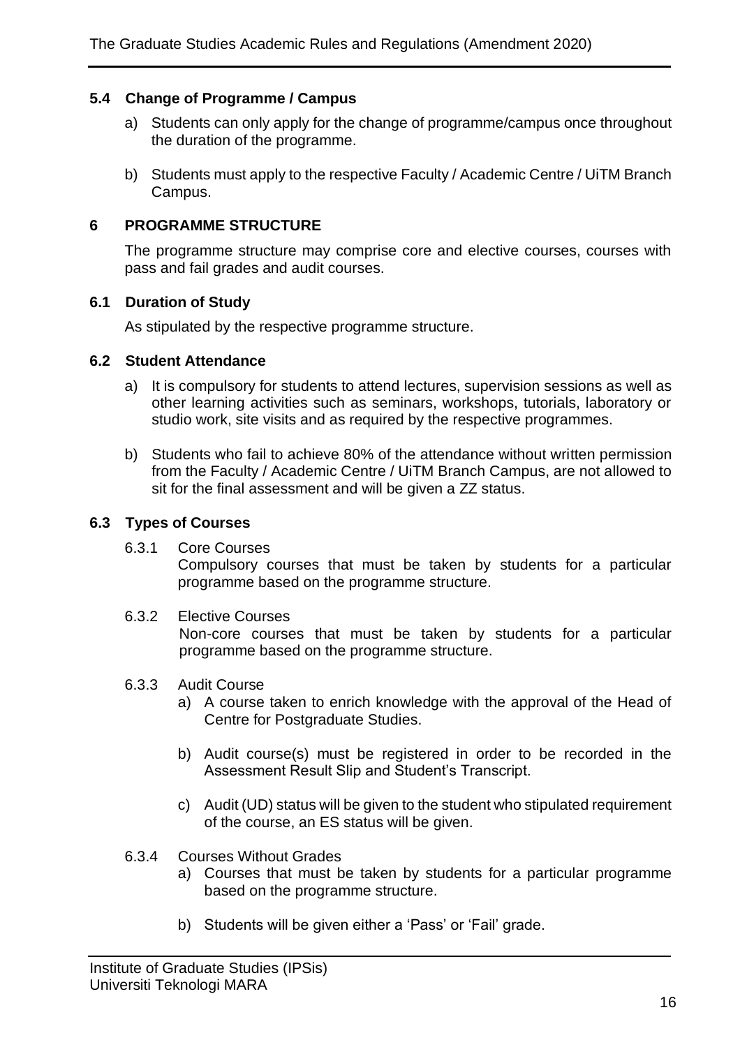### 5.4 Change of Programme / Campus

a) Students can only apply for the change of programme/campus once throughout the duration of the programme.

b) Students must apply to the respective Faculty / Academic Centre / UiTM Branch Campus.

## 6 PROGRAMME STRUCTURE

The programme structure may comprise core and elective courses, courses with pass and fail grades and audit courses.

### 6.1 Duration of Study

As stipulated by the respective programme structure.

### 6.2 Student Attendance

a) It is compulsory for students to attend lectures, supervision sessions as well as other learning activities such as seminars, workshops, tutorials, laboratory or studio work, site visits and as required by the respective programmes.

b) Students who fail to achieve 80% of the attendance without written permission from the Faculty / Academic Centre / UiTM Branch Campus, are not allowed to sit for the final assessment and will be given a ZZ status.

### 6.3 Types of Courses

6.3.1 Core Courses
Compulsory courses that must be taken by students for a particular programme based on the programme structure.

6.3.2 Elective Courses
Non-core courses that must be taken by students for a particular programme based on the programme structure.

6.3.3 Audit Course

a) A course taken to enrich knowledge with the approval of the Head of Centre for Postgraduate Studies.

b) Audit course(s) must be registered in order to be recorded in the Assessment Result Slip and Student's Transcript.

c) Audit (UD) status will be given to the student who stipulated requirement of the course, an ES status will be given.

6.3.4 Courses Without Grades

a) Courses that must be taken by students for a particular programme based on the programme structure.

b) Students will be given either a 'Pass' or 'Fail' grade.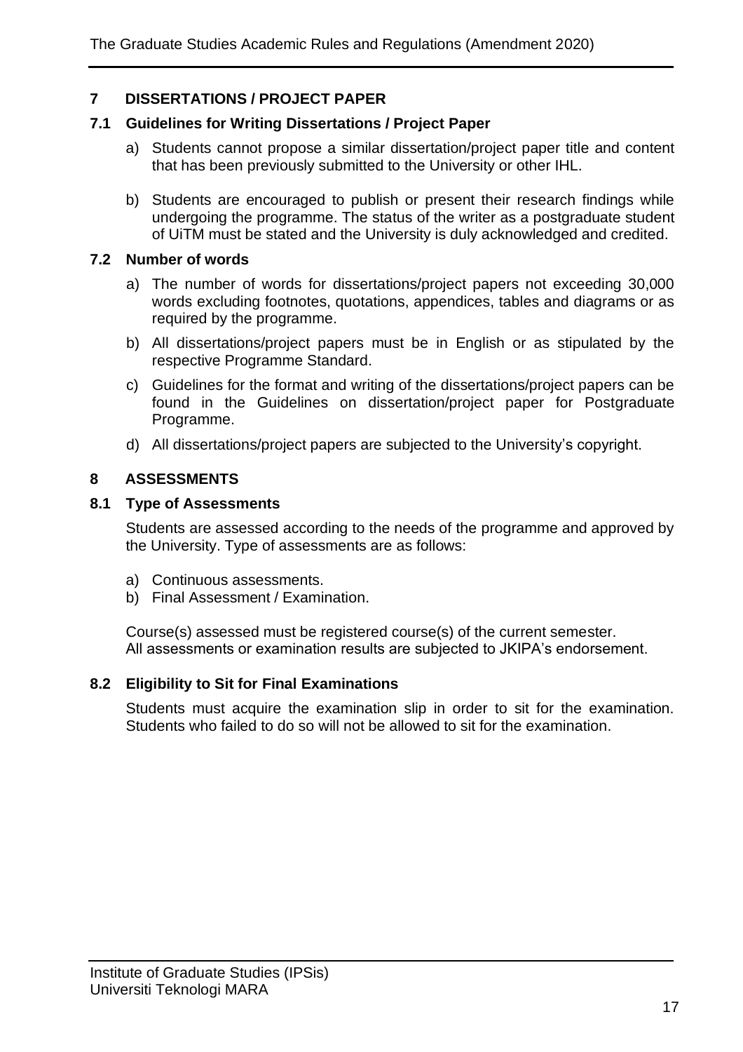## 7 DISSERTATIONS / PROJECT PAPER

### 7.1 Guidelines for Writing Dissertations / Project Paper

a) Students cannot propose a similar dissertation/project paper title and content that has been previously submitted to the University or other IHL.

b) Students are encouraged to publish or present their research findings while undergoing the programme. The status of the writer as a postgraduate student of UiTM must be stated and the University is duly acknowledged and credited.

### 7.2 Number of words

a) The number of words for dissertations/project papers not exceeding 30,000 words excluding footnotes, quotations, appendices, tables and diagrams or as required by the programme.

b) All dissertations/project papers must be in English or as stipulated by the respective Programme Standard.

c) Guidelines for the format and writing of the dissertations/project papers can be found in the Guidelines on dissertation/project paper for Postgraduate Programme.

d) All dissertations/project papers are subjected to the University's copyright.

## 8 ASSESSMENTS

### 8.1 Type of Assessments

Students are assessed according to the needs of the programme and approved by the University. Type of assessments are as follows:

a) Continuous assessments.
b) Final Assessment / Examination.

Course(s) assessed must be registered course(s) of the current semester.
All assessments or examination results are subjected to JKIPA's endorsement.

### 8.2 Eligibility to Sit for Final Examinations

Students must acquire the examination slip in order to sit for the examination. Students who failed to do so will not be allowed to sit for the examination.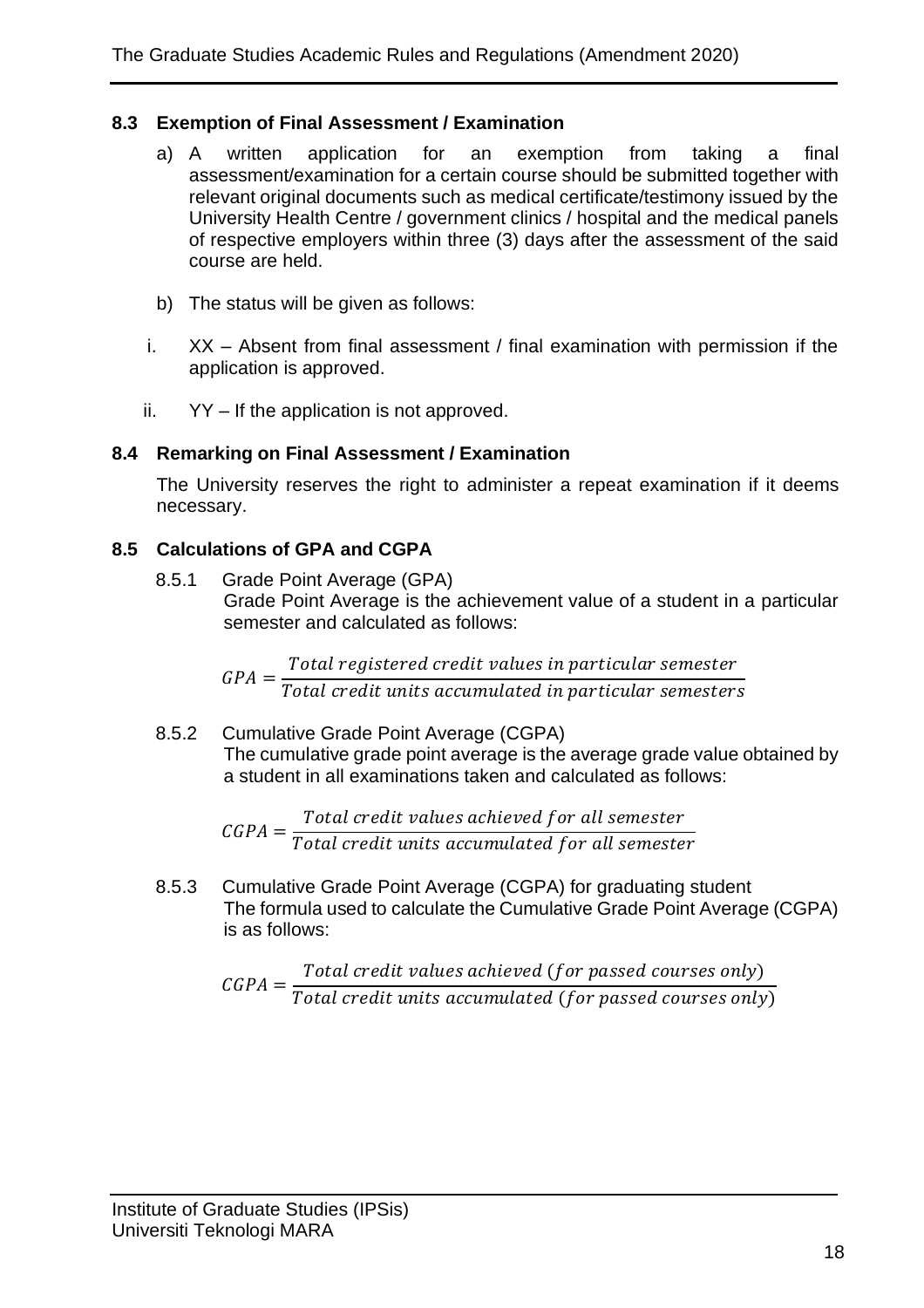### 8.3 Exemption of Final Assessment / Examination

a) A written application for an exemption from taking a final assessment/examination for a certain course should be submitted together with relevant original documents such as medical certificate/testimony issued by the University Health Centre / government clinics / hospital and the medical panels of respective employers within three (3) days after the assessment of the said course are held.

b) The status will be given as follows:

i. XX – Absent from final assessment / final examination with permission if the application is approved.

ii. YY – If the application is not approved.

### 8.4 Remarking on Final Assessment / Examination

The University reserves the right to administer a repeat examination if it deems necessary.

### 8.5 Calculations of GPA and CGPA

8.5.1 Grade Point Average (GPA)

Grade Point Average is the achievement value of a student in a particular semester and calculated as follows:

$$GPA = \frac{Total\ registered\ credit\ values\ in\ particular\ semester}{Total\ credit\ units\ accumulated\ in\ particular\ semesters}$$

8.5.2 Cumulative Grade Point Average (CGPA)

The cumulative grade point average is the average grade value obtained by a student in all examinations taken and calculated as follows:

$$CGPA = \frac{Total\ credit\ values\ achieved\ for\ all\ semester}{Total\ credit\ units\ accumulated\ for\ all\ semester}$$

8.5.3 Cumulative Grade Point Average (CGPA) for graduating student

The formula used to calculate the Cumulative Grade Point Average (CGPA) is as follows:

$$CGPA = \frac{Total\ credit\ values\ achieved\ (for\ passed\ courses\ only)}{Total\ credit\ units\ accumulated\ (for\ passed\ courses\ only)}$$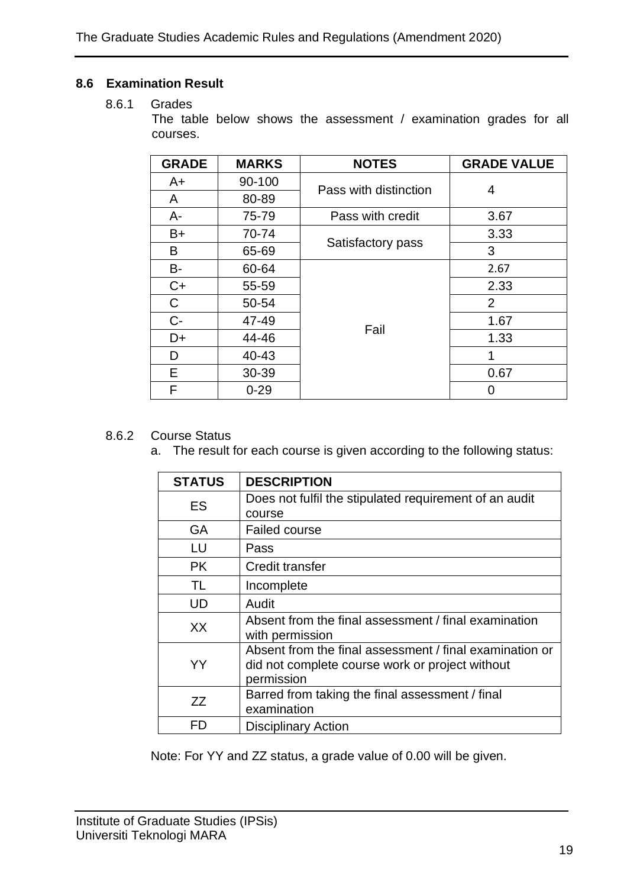## 8.6 Examination Result

### 8.6.1 Grades

The table below shows the assessment / examination grades for all courses.

| GRADE | MARKS | NOTES | GRADE VALUE |
|---|---|---|---|
| A+ | 90-100 | Pass with distinction | 4 |
| A | 80-89 | | |
| A- | 75-79 | Pass with credit | 3.67 |
| B+ | 70-74 | Satisfactory pass | 3.33 |
| B | 65-69 | | 3 |
| B- | 60-64 | Fail | 2.67 |
| C+ | 55-59 | | 2.33 |
| C | 50-54 | | 2 |
| C- | 47-49 | | 1.67 |
| D+ | 44-46 | | 1.33 |
| D | 40-43 | | 1 |
| E | 30-39 | | 0.67 |
| F | 0-29 | | 0 |

### 8.6.2 Course Status

a. The result for each course is given according to the following status:

| STATUS | DESCRIPTION |
|---|---|
| ES | Does not fulfil the stipulated requirement of an audit course |
| GA | Failed course |
| LU | Pass |
| PK | Credit transfer |
| TL | Incomplete |
| UD | Audit |
| XX | Absent from the final assessment / final examination with permission |
| YY | Absent from the final assessment / final examination or did not complete course work or project without permission |
| ZZ | Barred from taking the final assessment / final examination |
| FD | Disciplinary Action |

Note: For YY and ZZ status, a grade value of 0.00 will be given.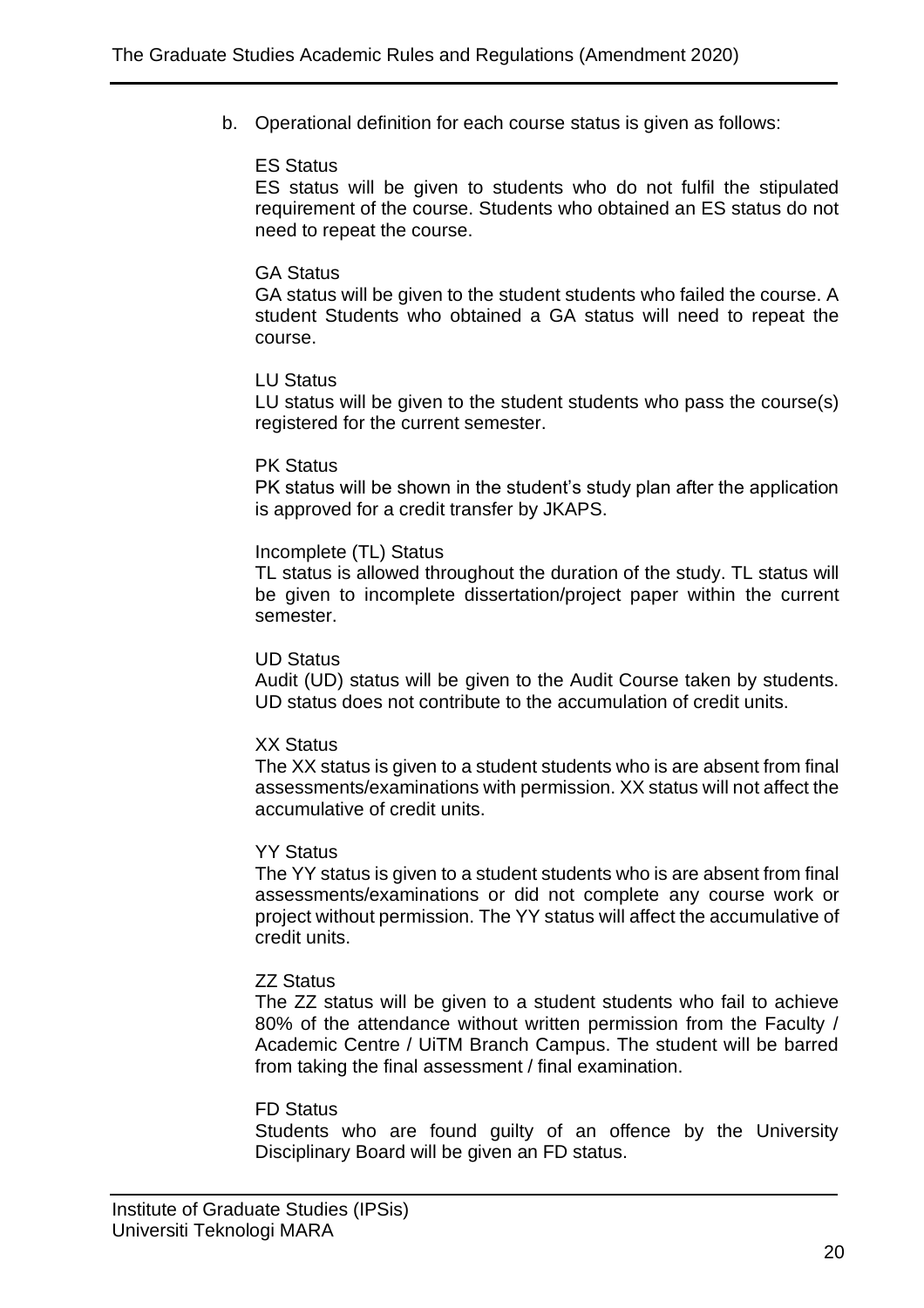b. Operational definition for each course status is given as follows:

ES Status

ES status will be given to students who do not fulfil the stipulated requirement of the course. Students who obtained an ES status do not need to repeat the course.

GA Status

GA status will be given to the student students who failed the course. A student Students who obtained a GA status will need to repeat the course.

LU Status

LU status will be given to the student students who pass the course(s) registered for the current semester.

PK Status

PK status will be shown in the student's study plan after the application is approved for a credit transfer by JKAPS.

Incomplete (TL) Status

TL status is allowed throughout the duration of the study. TL status will be given to incomplete dissertation/project paper within the current semester.

UD Status

Audit (UD) status will be given to the Audit Course taken by students. UD status does not contribute to the accumulation of credit units.

XX Status

The XX status is given to a student students who is are absent from final assessments/examinations with permission. XX status will not affect the accumulative of credit units.

YY Status

The YY status is given to a student students who is are absent from final assessments/examinations or did not complete any course work or project without permission. The YY status will affect the accumulative of credit units.

ZZ Status

The ZZ status will be given to a student students who fail to achieve 80% of the attendance without written permission from the Faculty / Academic Centre / UiTM Branch Campus. The student will be barred from taking the final assessment / final examination.

FD Status

Students who are found guilty of an offence by the University Disciplinary Board will be given an FD status.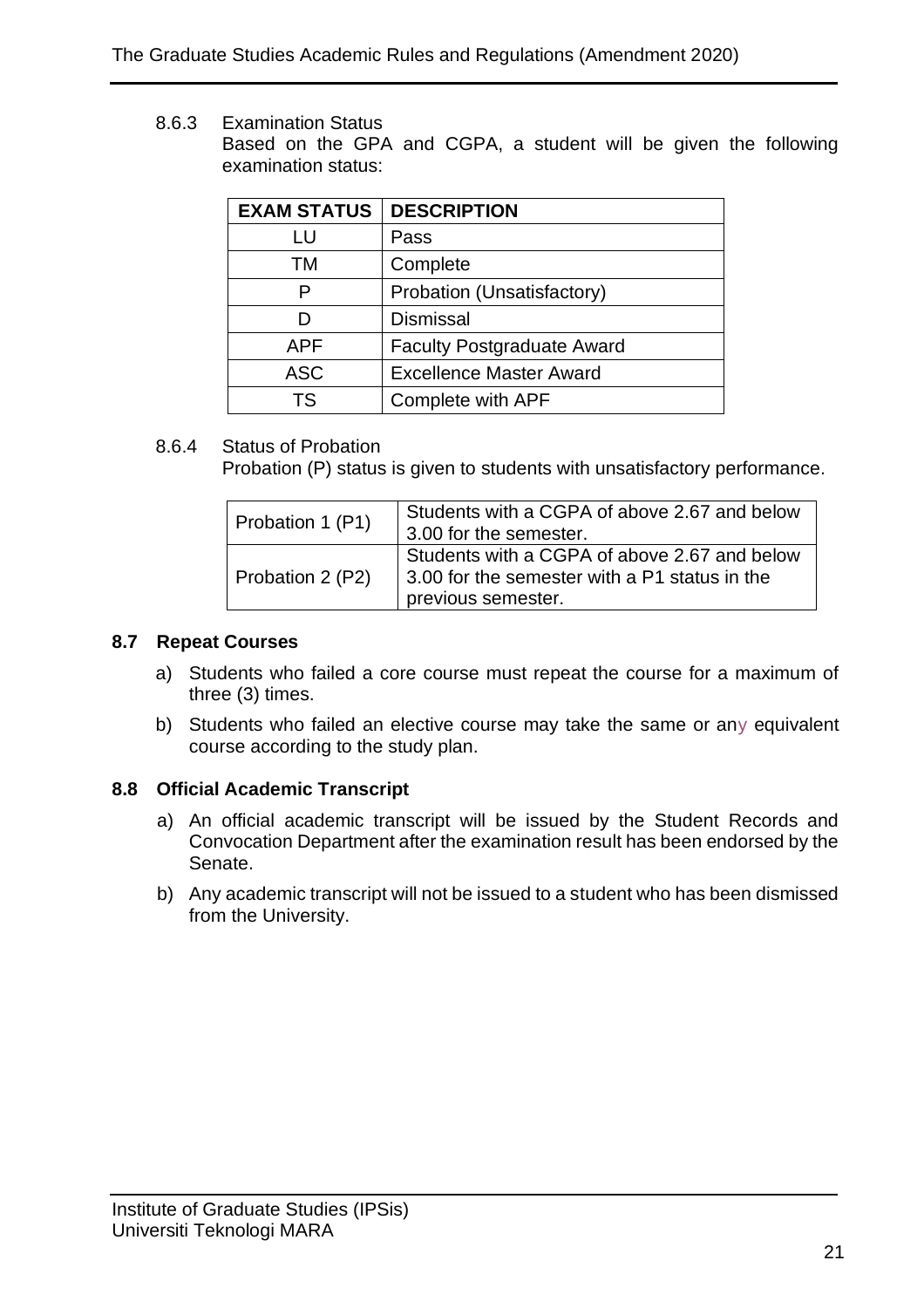8.6.3 Examination Status

Based on the GPA and CGPA, a student will be given the following examination status:

| EXAM STATUS | DESCRIPTION |
| --- | --- |
| LU | Pass |
| TM | Complete |
| P | Probation (Unsatisfactory) |
| D | Dismissal |
| APF | Faculty Postgraduate Award |
| ASC | Excellence Master Award |
| TS | Complete with APF |

8.6.4 Status of Probation

Probation (P) status is given to students with unsatisfactory performance.

| | |
| --- | --- |
| Probation 1 (P1) | Students with a CGPA of above 2.67 and below 3.00 for the semester. |
| Probation 2 (P2) | Students with a CGPA of above 2.67 and below 3.00 for the semester with a P1 status in the previous semester. |

## 8.7 Repeat Courses

a) Students who failed a core course must repeat the course for a maximum of three (3) times.

b) Students who failed an elective course may take the same or any equivalent course according to the study plan.

## 8.8 Official Academic Transcript

a) An official academic transcript will be issued by the Student Records and Convocation Department after the examination result has been endorsed by the Senate.

b) Any academic transcript will not be issued to a student who has been dismissed from the University.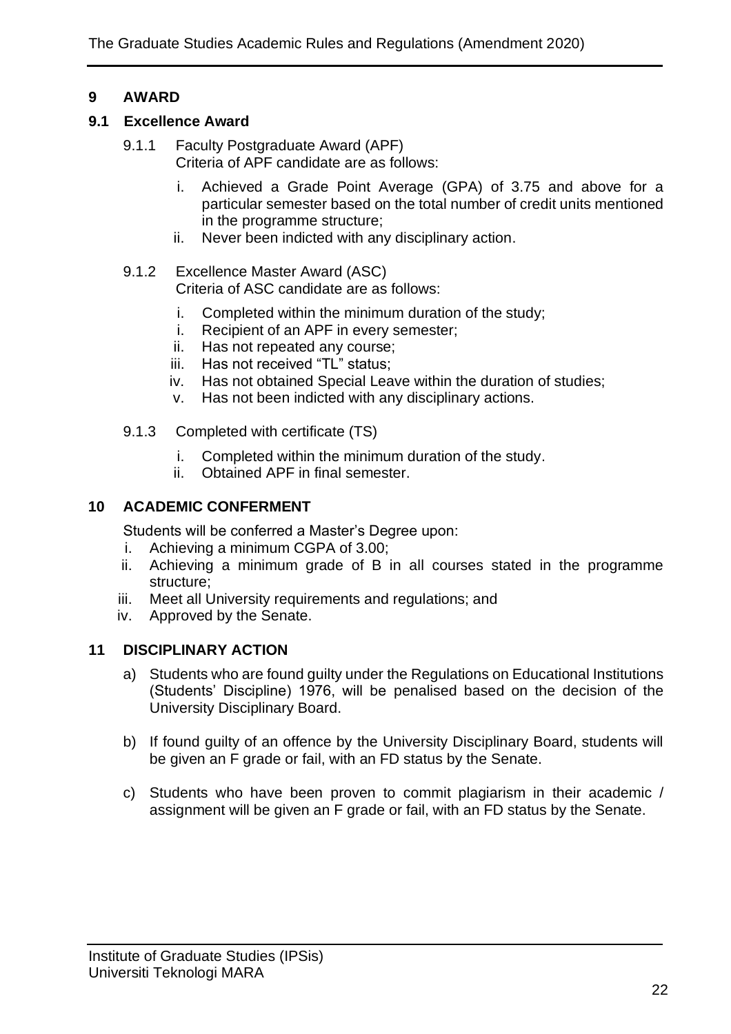# 9 AWARD

## 9.1 Excellence Award

9.1.1 Faculty Postgraduate Award (APF)
Criteria of APF candidate are as follows:

i. Achieved a Grade Point Average (GPA) of 3.75 and above for a particular semester based on the total number of credit units mentioned in the programme structure;
ii. Never been indicted with any disciplinary action.

9.1.2 Excellence Master Award (ASC)
Criteria of ASC candidate are as follows:

i. Completed within the minimum duration of the study;
i. Recipient of an APF in every semester;
ii. Has not repeated any course;
iii. Has not received "TL" status;
iv. Has not obtained Special Leave within the duration of studies;
v. Has not been indicted with any disciplinary actions.

9.1.3 Completed with certificate (TS)

i. Completed within the minimum duration of the study.
ii. Obtained APF in final semester.

# 10 ACADEMIC CONFERMENT

Students will be conferred a Master's Degree upon:

i. Achieving a minimum CGPA of 3.00;
ii. Achieving a minimum grade of B in all courses stated in the programme structure;
iii. Meet all University requirements and regulations; and
iv. Approved by the Senate.

# 11 DISCIPLINARY ACTION

a) Students who are found guilty under the Regulations on Educational Institutions (Students' Discipline) 1976, will be penalised based on the decision of the University Disciplinary Board.

b) If found guilty of an offence by the University Disciplinary Board, students will be given an F grade or fail, with an FD status by the Senate.

c) Students who have been proven to commit plagiarism in their academic / assignment will be given an F grade or fail, with an FD status by the Senate.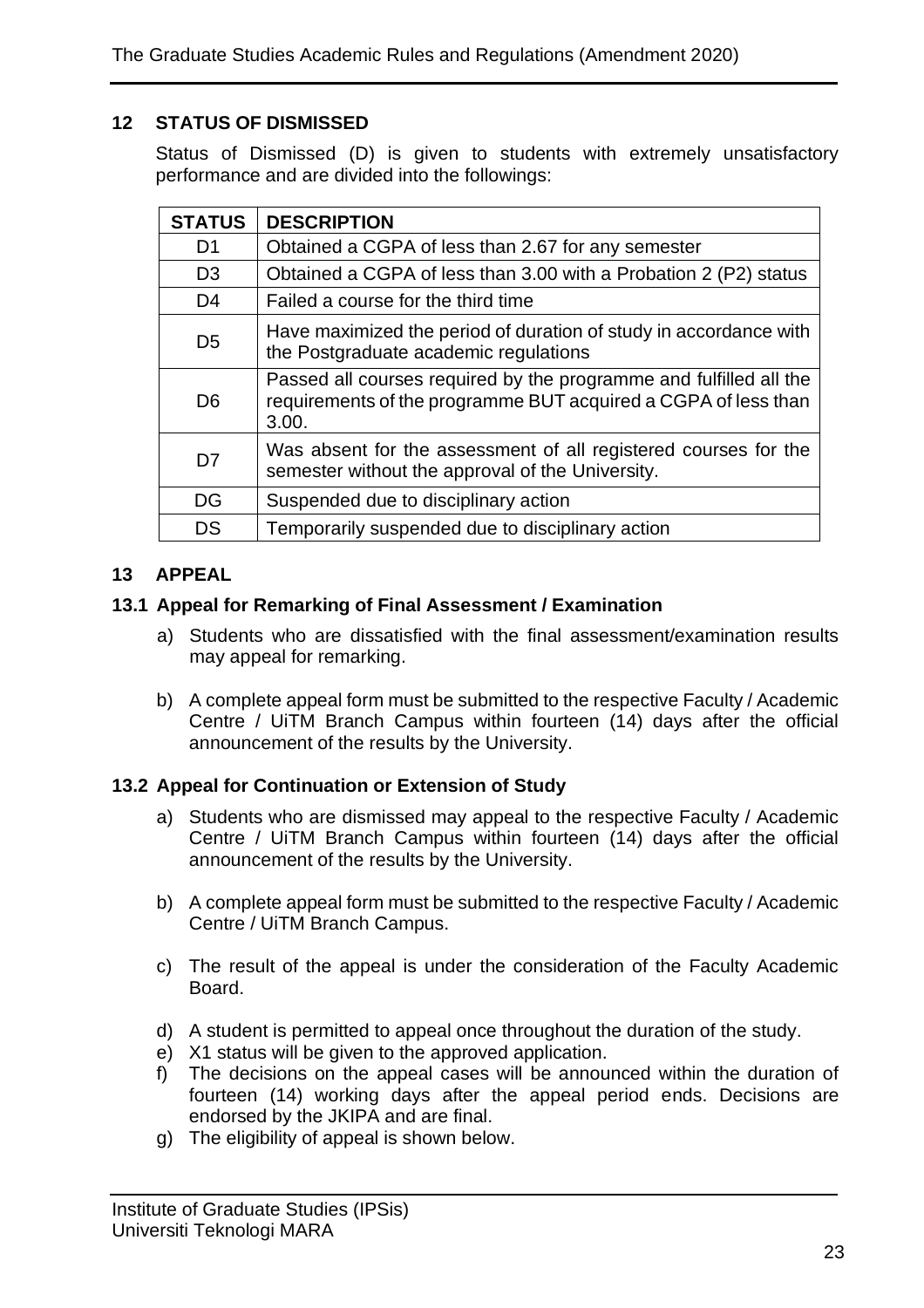## 12 STATUS OF DISMISSED

Status of Dismissed (D) is given to students with extremely unsatisfactory performance and are divided into the followings:

| STATUS | DESCRIPTION |
|---|---|
| D1 | Obtained a CGPA of less than 2.67 for any semester |
| D3 | Obtained a CGPA of less than 3.00 with a Probation 2 (P2) status |
| D4 | Failed a course for the third time |
| D5 | Have maximized the period of duration of study in accordance with the Postgraduate academic regulations |
| D6 | Passed all courses required by the programme and fulfilled all the requirements of the programme BUT acquired a CGPA of less than 3.00. |
| D7 | Was absent for the assessment of all registered courses for the semester without the approval of the University. |
| DG | Suspended due to disciplinary action |
| DS | Temporarily suspended due to disciplinary action |

## 13 APPEAL

### 13.1 Appeal for Remarking of Final Assessment / Examination

a) Students who are dissatisfied with the final assessment/examination results may appeal for remarking.

b) A complete appeal form must be submitted to the respective Faculty / Academic Centre / UiTM Branch Campus within fourteen (14) days after the official announcement of the results by the University.

### 13.2 Appeal for Continuation or Extension of Study

a) Students who are dismissed may appeal to the respective Faculty / Academic Centre / UiTM Branch Campus within fourteen (14) days after the official announcement of the results by the University.

b) A complete appeal form must be submitted to the respective Faculty / Academic Centre / UiTM Branch Campus.

c) The result of the appeal is under the consideration of the Faculty Academic Board.

d) A student is permitted to appeal once throughout the duration of the study.

e) X1 status will be given to the approved application.

f) The decisions on the appeal cases will be announced within the duration of fourteen (14) working days after the appeal period ends. Decisions are endorsed by the JKIPA and are final.

g) The eligibility of appeal is shown below.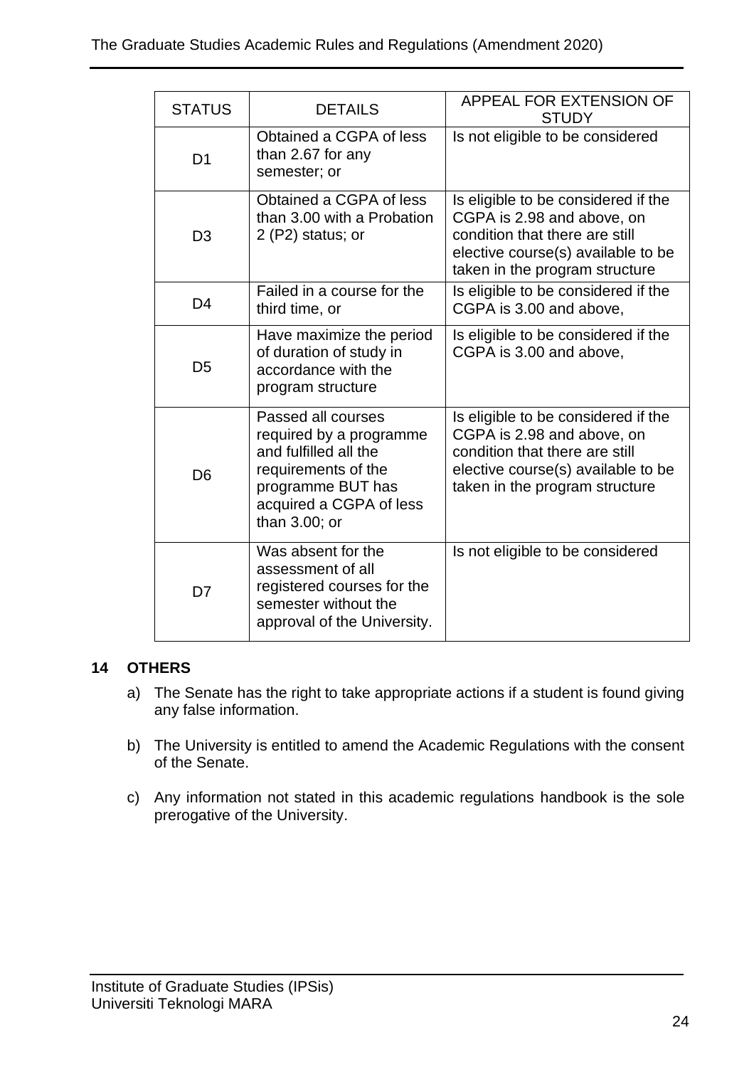| STATUS | DETAILS | APPEAL FOR EXTENSION OF STUDY |
|---|---|---|
| D1 | Obtained a CGPA of less than 2.67 for any semester; or | Is not eligible to be considered |
| D3 | Obtained a CGPA of less than 3.00 with a Probation 2 (P2) status; or | Is eligible to be considered if the CGPA is 2.98 and above, on condition that there are still elective course(s) available to be taken in the program structure |
| D4 | Failed in a course for the third time, or | Is eligible to be considered if the CGPA is 3.00 and above, |
| D5 | Have maximize the period of duration of study in accordance with the program structure | Is eligible to be considered if the CGPA is 3.00 and above, |
| D6 | Passed all courses required by a programme and fulfilled all the requirements of the programme BUT has acquired a CGPA of less than 3.00; or | Is eligible to be considered if the CGPA is 2.98 and above, on condition that there are still elective course(s) available to be taken in the program structure |
| D7 | Was absent for the assessment of all registered courses for the semester without the approval of the University. | Is not eligible to be considered |

## 14 OTHERS

a) The Senate has the right to take appropriate actions if a student is found giving any false information.

b) The University is entitled to amend the Academic Regulations with the consent of the Senate.

c) Any information not stated in this academic regulations handbook is the sole prerogative of the University.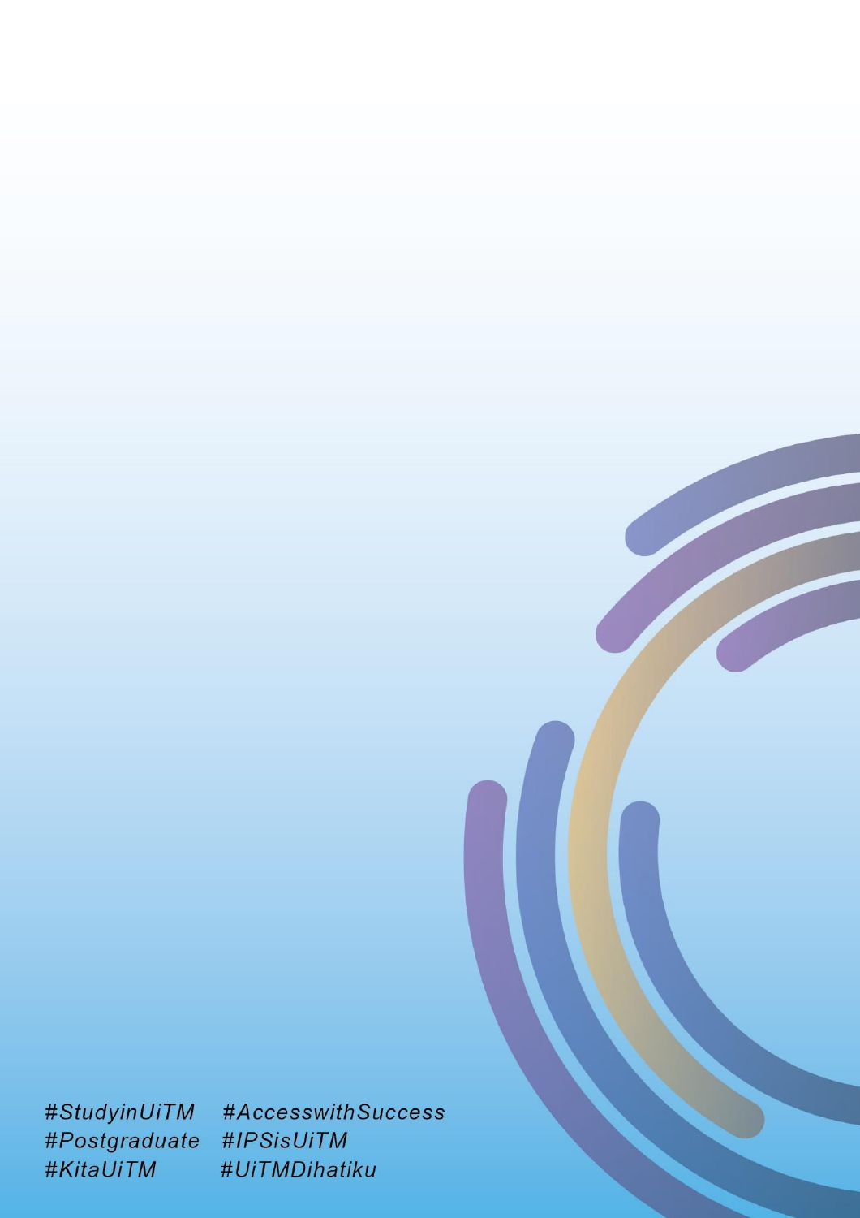#StudyinUiTM #AccesswithSuccess
#Postgraduate #IPSisUiTM
#KitaUiTM #UiTMDihatiku